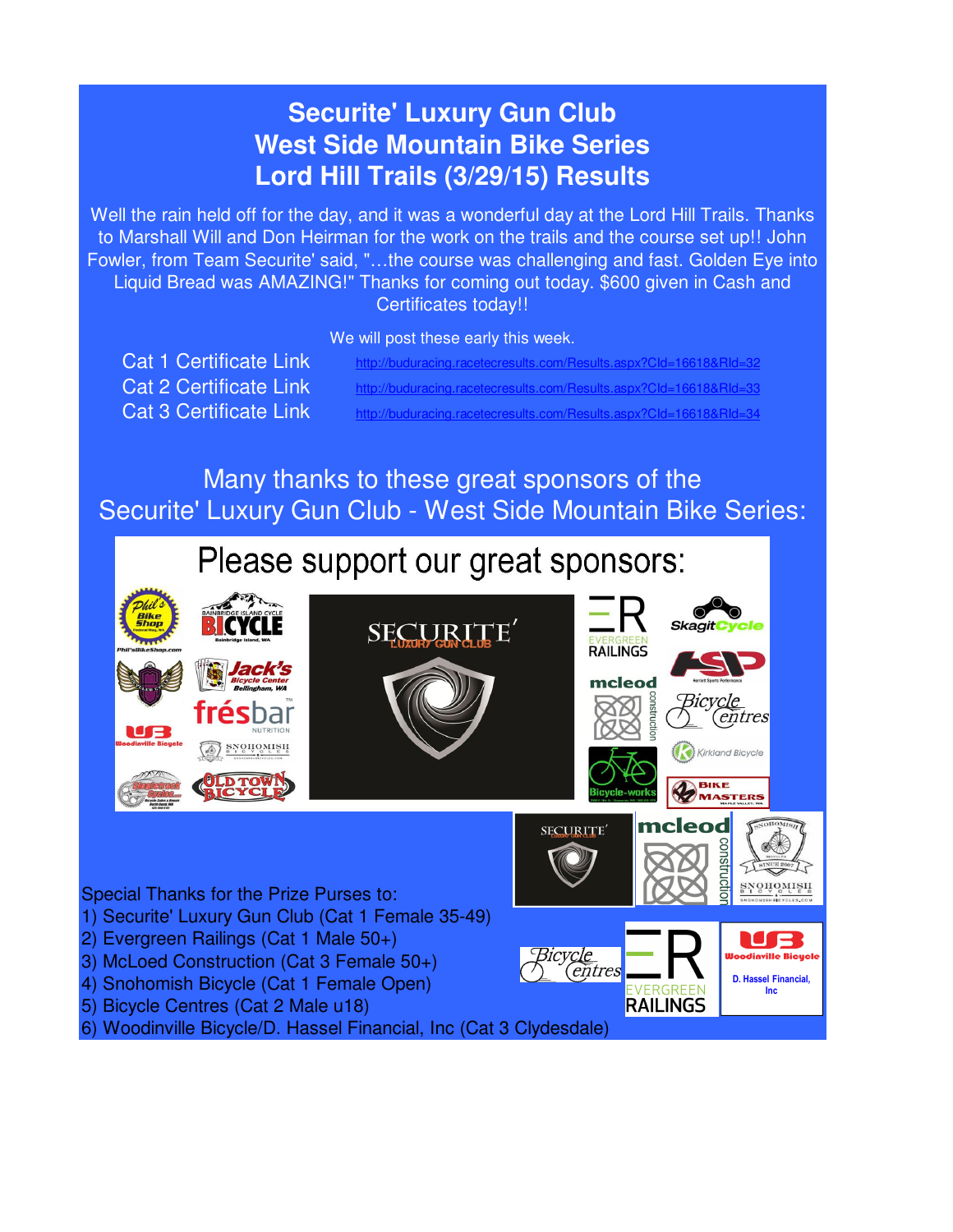# Securite' Luxury Gun Club
# West Side Mountain Bike Series
# Lord Hill Trails (3/29/15) Results

Well the rain held off for the day, and it was a wonderful day at the Lord Hill Trails. Thanks to Marshall Will and Don Heirman for the work on the trails and the course set up!! John Fowler, from Team Securite' said, "…the course was challenging and fast. Golden Eye into Liquid Bread was AMAZING!" Thanks for coming out today. $600 given in Cash and Certificates today!!

We will post these early this week.

| | |
|---|---|
| Cat 1 Certificate Link | http://buduracing.racetecresults.com/Results.aspx?CId=16618&RId=32 |
| Cat 2 Certificate Link | http://buduracing.racetecresults.com/Results.aspx?CId=16618&RId=33 |
| Cat 3 Certificate Link | http://buduracing.racetecresults.com/Results.aspx?CId=16618&RId=34 |

## Many thanks to these great sponsors of the Securite' Luxury Gun Club - West Side Mountain Bike Series:

Please support our great sponsors:

Special Thanks for the Prize Purses to:

1) Securite' Luxury Gun Club (Cat 1 Female 35-49)
2) Evergreen Railings (Cat 1 Male 50+)
3) McLoed Construction (Cat 3 Female 50+)
4) Snohomish Bicycle (Cat 1 Female Open)
5) Bicycle Centres (Cat 2 Male u18)
6) Woodinville Bicycle/D. Hassel Financial, Inc (Cat 3 Clydesdale)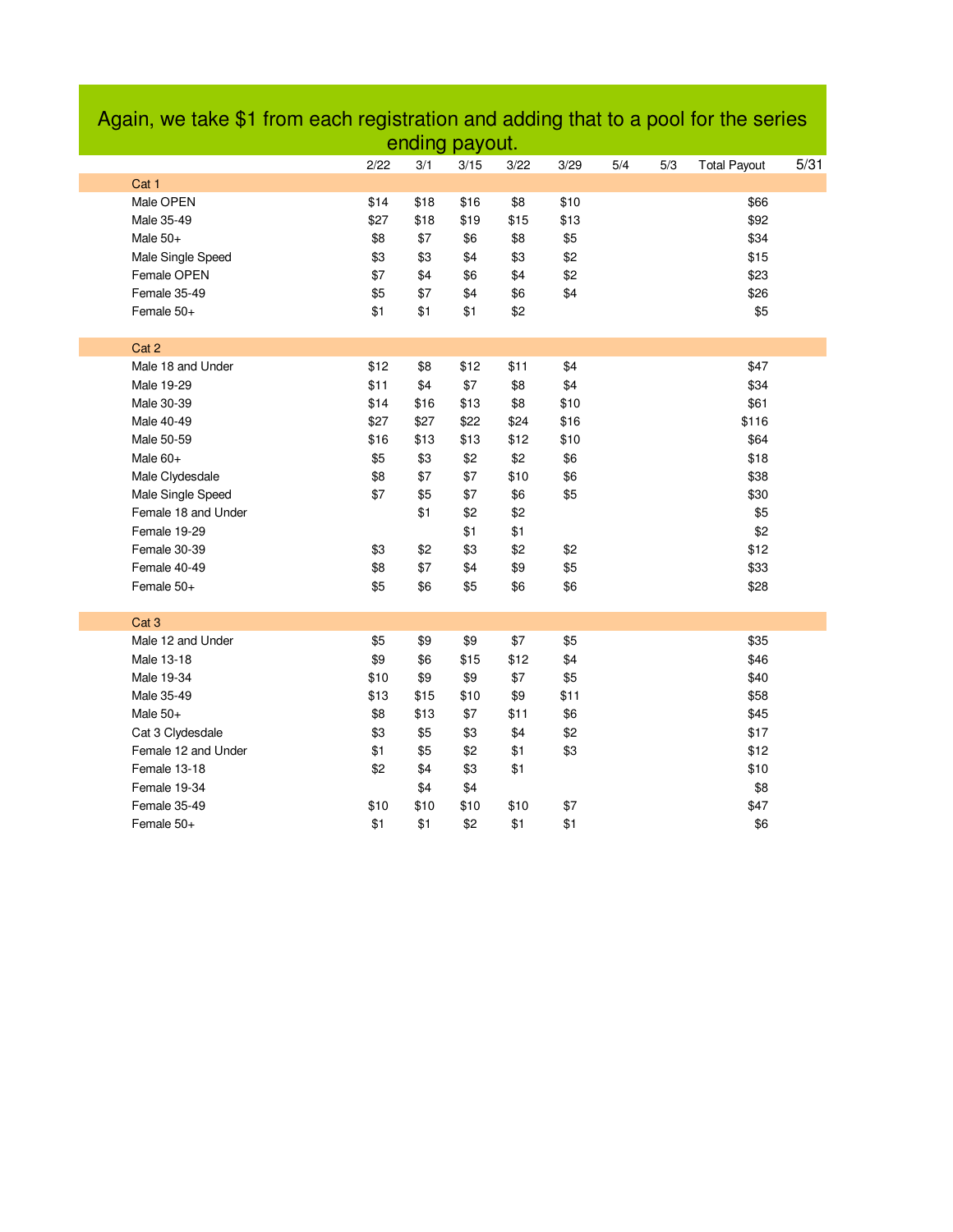# Again, we take $1 from each registration and adding that to a pool for the series ending payout.

| | 2/22 | 3/1 | 3/15 | 3/22 | 3/29 | 5/4 | 5/3 | Total Payout | 5/31 |
|---|---|---|---|---|---|---|---|---|---|
| **Cat 1** | | | | | | | | | |
| Male OPEN | $14 | $18 | $16 | $8 | $10 | | | $66 | |
| Male 35-49 | $27 | $18 | $19 | $15 | $13 | | | $92 | |
| Male 50+ | $8 | $7 | $6 | $8 | $5 | | | $34 | |
| Male Single Speed | $3 | $3 | $4 | $3 | $2 | | | $15 | |
| Female OPEN | $7 | $4 | $6 | $4 | $2 | | | $23 | |
| Female 35-49 | $5 | $7 | $4 | $6 | $4 | | | $26 | |
| Female 50+ | $1 | $1 | $1 | $2 | | | | $5 | |
| **Cat 2** | | | | | | | | | |
| Male 18 and Under | $12 | $8 | $12 | $11 | $4 | | | $47 | |
| Male 19-29 | $11 | $4 | $7 | $8 | $4 | | | $34 | |
| Male 30-39 | $14 | $16 | $13 | $8 | $10 | | | $61 | |
| Male 40-49 | $27 | $27 | $22 | $24 | $16 | | | $116 | |
| Male 50-59 | $16 | $13 | $13 | $12 | $10 | | | $64 | |
| Male 60+ | $5 | $3 | $2 | $2 | $6 | | | $18 | |
| Male Clydesdale | $8 | $7 | $7 | $10 | $6 | | | $38 | |
| Male Single Speed | $7 | $5 | $7 | $6 | $5 | | | $30 | |
| Female 18 and Under | | $1 | $2 | $2 | | | | $5 | |
| Female 19-29 | | | $1 | $1 | | | | $2 | |
| Female 30-39 | $3 | $2 | $3 | $2 | $2 | | | $12 | |
| Female 40-49 | $8 | $7 | $4 | $9 | $5 | | | $33 | |
| Female 50+ | $5 | $6 | $5 | $6 | $6 | | | $28 | |
| **Cat 3** | | | | | | | | | |
| Male 12 and Under | $5 | $9 | $9 | $7 | $5 | | | $35 | |
| Male 13-18 | $9 | $6 | $15 | $12 | $4 | | | $46 | |
| Male 19-34 | $10 | $9 | $9 | $7 | $5 | | | $40 | |
| Male 35-49 | $13 | $15 | $10 | $9 | $11 | | | $58 | |
| Male 50+ | $8 | $13 | $7 | $11 | $6 | | | $45 | |
| Cat 3 Clydesdale | $3 | $5 | $3 | $4 | $2 | | | $17 | |
| Female 12 and Under | $1 | $5 | $2 | $1 | $3 | | | $12 | |
| Female 13-18 | $2 | $4 | $3 | $1 | | | | $10 | |
| Female 19-34 | | $4 | $4 | | | | | $8 | |
| Female 35-49 | $10 | $10 | $10 | $10 | $7 | | | $47 | |
| Female 50+ | $1 | $1 | $2 | $1 | $1 | | | $6 | |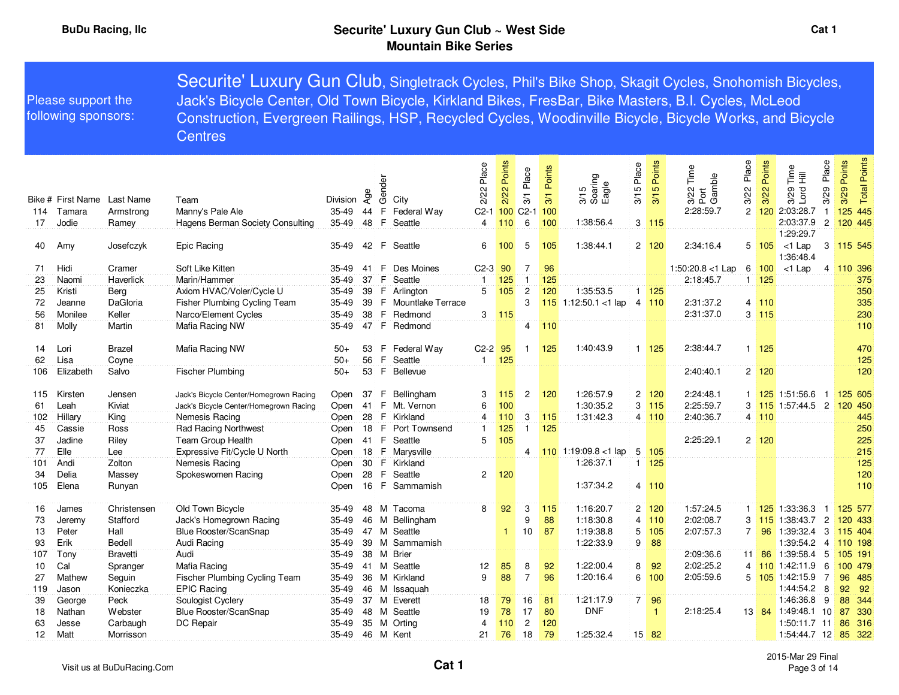BuDu Racing, llc

# Securite' Luxury Gun Club ~ West Side Mountain Bike Series

Cat 1

Please support the following sponsors:

**Securite' Luxury Gun Club**, Singletrack Cycles, Phil's Bike Shop, Skagit Cycles, Snohomish Bicycles, Jack's Bicycle Center, Old Town Bicycle, Kirkland Bikes, FresBar, Bike Masters, B.I. Cycles, McLeod Construction, Evergreen Railings, HSP, Recycled Cycles, Woodinville Bicycle, Bicycle Works, and Bicycle Centres

| Bike # | First Name | Last Name | Team | Division | Age | Gender | City | 2/22 Place | 2/22 Points | 3/1 Place | 3/1 Points | 3/15 Soaring Eagle | 3/15 Place | 3/15 Points | 3/22 Time Port Gamble | 3/22 Place | 3/22 Points | 3/29 Time Lord Hill | 3/29 Place | 3/29 Points | Total Points |
|---|---|---|---|---|---|---|---|---|---|---|---|---|---|---|---|---|---|---|---|---|---|
| 114 | Tamara | Armstrong | Manny's Pale Ale | 35-49 | 44 | F | Federal Way | C2-1 | 100 | C2-1 | 100 | | | | 2:28:59.7 | 2 | 120 | 2:03:28.7 | 1 | 125 | 445 |
| 17 | Jodie | Ramey | Hagens Berman Society Consulting | 35-49 | 48 | F | Seattle | 4 | 110 | 6 | 100 | 1:38:56.4 | 3 | 115 | | | | 2:03:37.9 | 2 | 120 | 445 |
| 40 | Amy | Josefczyk | Epic Racing | 35-49 | 42 | F | Seattle | 6 | 100 | 5 | 105 | 1:38:44.1 | 2 | 120 | 2:34:16.4 | 5 | 105 | 1:29:29.7 <1 Lap | 3 | 115 | 545 |
| 71 | Hidi | Cramer | Soft Like Kitten | 35-49 | 41 | F | Des Moines | C2-3 | 90 | 7 | 96 | | | | 1:50:20.8 <1 Lap | 6 | 100 | 1:36:48.4 <1 Lap | 4 | 110 | 396 |
| 23 | Naomi | Haverlick | Marin/Hammer | 35-49 | 37 | F | Seattle | 1 | 125 | 1 | 125 | | | | 2:18:45.7 | 1 | 125 | | | | 375 |
| 25 | Kristi | Berg | Axiom HVAC/Voler/Cycle U | 35-49 | 39 | F | Arlington | 5 | 105 | 2 | 120 | 1:35:53.5 | 1 | 125 | | | | | | | 350 |
| 72 | Jeanne | DaGloria | Fisher Plumbing Cycling Team | 35-49 | 39 | F | Mountlake Terrace | | | 3 | 115 | 1:12:50.1 <1 lap | 4 | 110 | 2:31:37.2 | 4 | 110 | | | | 335 |
| 56 | Monilee | Keller | Narco/Element Cycles | 35-49 | 38 | F | Redmond | 3 | 115 | | | | | | 2:31:37.0 | 3 | 115 | | | | 230 |
| 81 | Molly | Martin | Mafia Racing NW | 35-49 | 47 | F | Redmond | | | 4 | 110 | | | | | | | | | | 110 |
| 14 | Lori | Brazel | Mafia Racing NW | 50+ | 53 | F | Federal Way | C2-2 | 95 | 1 | 125 | 1:40:43.9 | 1 | 125 | 2:38:44.7 | 1 | 125 | | | | 470 |
| 62 | Lisa | Coyne | | 50+ | 56 | F | Seattle | 1 | 125 | | | | | | | | | | | | 125 |
| 106 | Elizabeth | Salvo | Fischer Plumbing | 50+ | 53 | F | Bellevue | | | | | | | | 2:40:40.1 | 2 | 120 | | | | 120 |
| 115 | Kirsten | Jensen | Jack's Bicycle Center/Homegrown Racing | Open | 37 | F | Bellingham | 3 | 115 | 2 | 120 | 1:26:57.9 | 2 | 120 | 2:24:48.1 | 1 | 125 | 1:51:56.6 | 1 | 125 | 605 |
| 61 | Leah | Kiviat | Jack's Bicycle Center/Homegrown Racing | Open | 41 | F | Mt. Vernon | 6 | 100 | | | 1:30:35.2 | 3 | 115 | 2:25:59.7 | 3 | 115 | 1:57:44.5 | 2 | 120 | 450 |
| 102 | Hillary | King | Nemesis Racing | Open | 28 | F | Kirkland | 4 | 110 | 3 | 115 | 1:31:42.3 | 4 | 110 | 2:40:36.7 | 4 | 110 | | | | 445 |
| 45 | Cassie | Ross | Rad Racing Northwest | Open | 18 | F | Port Townsend | 1 | 125 | 1 | 125 | | | | | | | | | | 250 |
| 37 | Jadine | Riley | Team Group Health | Open | 41 | F | Seattle | 5 | 105 | | | | | | 2:25:29.1 | 2 | 120 | | | | 225 |
| 77 | Elle | Lee | Expressive Fit/Cycle U North | Open | 18 | F | Marysville | | | 4 | 110 | 1:19:09.8 <1 lap | 5 | 105 | | | | | | | 215 |
| 101 | Andi | Zolton | Nemesis Racing | Open | 30 | F | Kirkland | | | | | 1:26:37.1 | 1 | 125 | | | | | | | 125 |
| 34 | Delia | Massey | Spokeswomen Racing | Open | 28 | F | Seattle | 2 | 120 | | | | | | | | | | | | 120 |
| 105 | Elena | Runyan | | Open | 16 | F | Sammamish | | | | | 1:37:34.2 | 4 | 110 | | | | | | | 110 |
| 16 | James | Christensen | Old Town Bicycle | 35-49 | 48 | M | Tacoma | 8 | 92 | 3 | 115 | 1:16:20.7 | 2 | 120 | 1:57:24.5 | 1 | 125 | 1:33:36.3 | 1 | 125 | 577 |
| 73 | Jeremy | Stafford | Jack's Homegrown Racing | 35-49 | 46 | M | Bellingham | | | 9 | 88 | 1:18:30.8 | 4 | 110 | 2:02:08.7 | 3 | 115 | 1:38:43.7 | 2 | 120 | 433 |
| 13 | Peter | Hall | Blue Rooster/ScanSnap | 35-49 | 47 | M | Seattle | | 1 | 10 | 87 | 1:19:38.8 | 5 | 105 | 2:07:57.3 | 7 | 96 | 1:39:32.4 | 3 | 115 | 404 |
| 93 | Erik | Bedell | Audi Racing | 35-49 | 39 | M | Sammamish | | | | | 1:22:33.9 | 9 | 88 | | | | 1:39:54.2 | 4 | 110 | 198 |
| 107 | Tony | Bravetti | Audi | 35-49 | 38 | M | Brier | | | | | | | | 2:09:36.6 | 11 | 86 | 1:39:58.4 | 5 | 105 | 191 |
| 10 | Cal | Spranger | Mafia Racing | 35-49 | 41 | M | Seattle | 12 | 85 | 8 | 92 | 1:22:00.4 | 8 | 92 | 2:02:25.2 | 4 | 110 | 1:42:11.9 | 6 | 100 | 479 |
| 27 | Mathew | Seguin | Fischer Plumbing Cycling Team | 35-49 | 36 | M | Kirkland | 9 | 88 | 7 | 96 | 1:20:16.4 | 6 | 100 | 2:05:59.6 | 5 | 105 | 1:42:15.9 | 7 | 96 | 485 |
| 119 | Jason | Konieczka | EPIC Racing | 35-49 | 46 | M | Issaquah | | | | | | | | | | | 1:44:54.2 | 8 | 92 | 92 |
| 39 | George | Peck | Soulogist Cyclery | 35-49 | 37 | M | Everett | 18 | 79 | 16 | 81 | 1:21:17.9 | 7 | 96 | | | | 1:46:36.8 | 9 | 88 | 344 |
| 18 | Nathan | Webster | Blue Rooster/ScanSnap | 35-49 | 48 | M | Seattle | 19 | 78 | 17 | 80 | DNF | | 1 | 2:18:25.4 | 13 | 84 | 1:49:48.1 | 10 | 87 | 330 |
| 63 | Jesse | Carbaugh | DC Repair | 35-49 | 35 | M | Orting | 4 | 110 | 2 | 120 | | | | | | | 1:50:11.7 | 11 | 86 | 316 |
| 12 | Matt | Morrisson | | 35-49 | 46 | M | Kent | 21 | 76 | 18 | 79 | 1:25:32.4 | 15 | 82 | | | | 1:54:44.7 | 12 | 85 | 322 |

Visit us at BuDuRacing.Com

Cat 1

2015-Mar 29 Final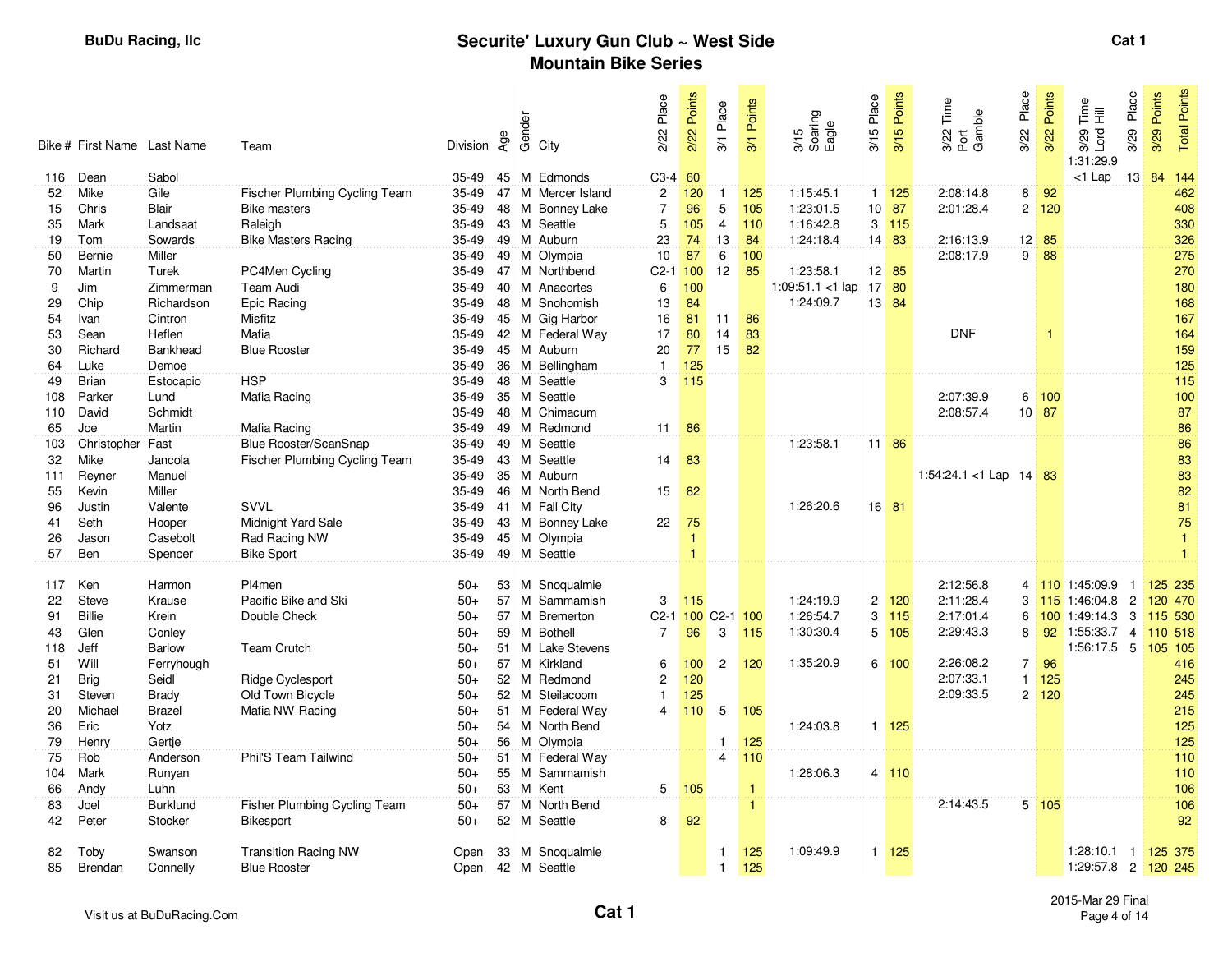# Securite' Luxury Gun Club ~ West Side Mountain Bike Series

**Cat 1**

| Bike # | First Name | Last Name | Team | Division | Age | Gender | City | 2/22 Place | 2/22 Points | 3/1 Place | 3/1 Points | 3/15 Soaring Eagle | 3/15 Place | 3/15 Points | 3/22 Time Port Gamble | 3/22 Place | 3/22 Points | 3/29 Time Lord Hill | 3/29 Place | 3/29 Points | Total Points |
|---|---|---|---|---|---|---|---|---|---|---|---|---|---|---|---|---|---|---|---|---|---|
| 116 | Dean | Sabol | | 35-49 | 45 | M | Edmonds | C3-4 | 60 | | | | | | | | | 1:31:29.9 <1 Lap | 13 | 84 | 144 |
| 52 | Mike | Gile | Fischer Plumbing Cycling Team | 35-49 | 47 | M | Mercer Island | 2 | 120 | 1 | 125 | 1:15:45.1 | 1 | 125 | 2:08:14.8 | 8 | 92 | | | | 462 |
| 15 | Chris | Blair | Bike masters | 35-49 | 48 | M | Bonney Lake | 7 | 96 | 5 | 105 | 1:23:01.5 | 10 | 87 | 2:01:28.4 | 2 | 120 | | | | 408 |
| 35 | Mark | Landsaat | Raleigh | 35-49 | 43 | M | Seattle | 5 | 105 | 4 | 110 | 1:16:42.8 | 3 | 115 | | | | | | | 330 |
| 19 | Tom | Sowards | Bike Masters Racing | 35-49 | 49 | M | Auburn | 23 | 74 | 13 | 84 | 1:24:18.4 | 14 | 83 | 2:16:13.9 | 12 | 85 | | | | 326 |
| 50 | Bernie | Miller | | 35-49 | 49 | M | Olympia | 10 | 87 | 6 | 100 | | | | 2:08:17.9 | 9 | 88 | | | | 275 |
| 70 | Martin | Turek | PC4Men Cycling | 35-49 | 47 | M | Northbend | C2-1 | 100 | 12 | 85 | 1:23:58.1 | 12 | 85 | | | | | | | 270 |
| 9 | Jim | Zimmerman | Team Audi | 35-49 | 40 | M | Anacortes | 6 | 100 | | | 1:09:51.1 <1 lap | 17 | 80 | | | | | | | 180 |
| 29 | Chip | Richardson | Epic Racing | 35-49 | 48 | M | Snohomish | 13 | 84 | | | 1:24:09.7 | 13 | 84 | | | | | | | 168 |
| 54 | Ivan | Cintron | Misfitz | 35-49 | 45 | M | Gig Harbor | 16 | 81 | 11 | 86 | | | | | | | | | | 167 |
| 53 | Sean | Heflen | Mafia | 35-49 | 42 | M | Federal Way | 17 | 80 | 14 | 83 | | | | DNF | | 1 | | | | 164 |
| 30 | Richard | Bankhead | Blue Rooster | 35-49 | 45 | M | Auburn | 20 | 77 | 15 | 82 | | | | | | | | | | 159 |
| 64 | Luke | Demoe | | 35-49 | 36 | M | Bellingham | 1 | 125 | | | | | | | | | | | | 125 |
| 49 | Brian | Estocapio | HSP | 35-49 | 48 | M | Seattle | 3 | 115 | | | | | | | | | | | | 115 |
| 108 | Parker | Lund | Mafia Racing | 35-49 | 35 | M | Seattle | | | | | | | | 2:07:39.9 | 6 | 100 | | | | 100 |
| 110 | David | Schmidt | | 35-49 | 48 | M | Chimacum | | | | | | | | 2:08:57.4 | 10 | 87 | | | | 87 |
| 65 | Joe | Martin | Mafia Racing | 35-49 | 49 | M | Redmond | 11 | 86 | | | | | | | | | | | | 86 |
| 103 | Christopher | Fast | Blue Rooster/ScanSnap | 35-49 | 49 | M | Seattle | | | | | 1:23:58.1 | 11 | 86 | | | | | | | 86 |
| 32 | Mike | Jancola | Fischer Plumbing Cycling Team | 35-49 | 43 | M | Seattle | 14 | 83 | | | | | | | | | | | | 83 |
| 111 | Reyner | Manuel | | 35-49 | 35 | M | Auburn | | | | | | | | 1:54:24.1 <1 Lap | 14 | 83 | | | | 83 |
| 55 | Kevin | Miller | | 35-49 | 46 | M | North Bend | 15 | 82 | | | | | | | | | | | | 82 |
| 96 | Justin | Valente | SVVL | 35-49 | 41 | M | Fall City | | | | | 1:26:20.6 | 16 | 81 | | | | | | | 81 |
| 41 | Seth | Hooper | Midnight Yard Sale | 35-49 | 43 | M | Bonney Lake | 22 | 75 | | | | | | | | | | | | 75 |
| 26 | Jason | Casebolt | Rad Racing NW | 35-49 | 45 | M | Olympia | | 1 | | | | | | | | | | | | 1 |
| 57 | Ben | Spencer | Bike Sport | 35-49 | 49 | M | Seattle | | 1 | | | | | | | | | | | | 1 |
| 117 | Ken | Harmon | Pl4men | 50+ | 53 | M | Snoqualmie | | | | | | | | 2:12:56.8 | 4 | 110 | 1:45:09.9 | 1 | 125 | 235 |
| 22 | Steve | Krause | Pacific Bike and Ski | 50+ | 57 | M | Sammamish | 3 | 115 | | | 1:24:19.9 | 2 | 120 | 2:11:28.4 | 3 | 115 | 1:46:04.8 | 2 | 120 | 470 |
| 91 | Billie | Krein | Double Check | 50+ | 57 | M | Bremerton | C2-1 | 100 | C2-1 | 100 | 1:26:54.7 | 3 | 115 | 2:17:01.4 | 6 | 100 | 1:49:14.3 | 3 | 115 | 530 |
| 43 | Glen | Conley | | 50+ | 59 | M | Bothell | 7 | 96 | 3 | 115 | 1:30:30.4 | 5 | 105 | 2:29:43.3 | 8 | 92 | 1:55:33.7 | 4 | 110 | 518 |
| 118 | Jeff | Barlow | Team Crutch | 50+ | 51 | M | Lake Stevens | | | | | | | | | | | 1:56:17.5 | 5 | 105 | 105 |
| 51 | Will | Ferryhough | | 50+ | 57 | M | Kirkland | 6 | 100 | 2 | 120 | 1:35:20.9 | 6 | 100 | 2:26:08.2 | 7 | 96 | | | | 416 |
| 21 | Brig | Seidl | Ridge Cyclesport | 50+ | 52 | M | Redmond | 2 | 120 | | | | | | 2:07:33.1 | 1 | 125 | | | | 245 |
| 31 | Steven | Brady | Old Town Bicycle | 50+ | 52 | M | Steilacoom | 1 | 125 | | | | | | 2:09:33.5 | 2 | 120 | | | | 245 |
| 20 | Michael | Brazel | Mafia NW Racing | 50+ | 51 | M | Federal Way | 4 | 110 | 5 | 105 | | | | | | | | | | 215 |
| 36 | Eric | Yotz | | 50+ | 54 | M | North Bend | | | | | 1:24:03.8 | 1 | 125 | | | | | | | 125 |
| 79 | Henry | Gertje | | 50+ | 56 | M | Olympia | | | 1 | 125 | | | | | | | | | | 125 |
| 75 | Rob | Anderson | Phil'S Team Tailwind | 50+ | 51 | M | Federal Way | | | 4 | 110 | | | | | | | | | | 110 |
| 104 | Mark | Runyan | | 50+ | 55 | M | Sammamish | | | | | 1:28:06.3 | 4 | 110 | | | | | | | 110 |
| 66 | Andy | Luhn | | 50+ | 53 | M | Kent | 5 | 105 | | 1 | | | | | | | | | | 106 |
| 83 | Joel | Burklund | Fisher Plumbing Cycling Team | 50+ | 57 | M | North Bend | | | | 1 | | | | 2:14:43.5 | 5 | 105 | | | | 106 |
| 42 | Peter | Stocker | Bikesport | 50+ | 52 | M | Seattle | 8 | 92 | | | | | | | | | | | | 92 |
| 82 | Toby | Swanson | Transition Racing NW | Open | 33 | M | Snoqualmie | | | 1 | 125 | 1:09:49.9 | 1 | 125 | | | | 1:28:10.1 | 1 | 125 | 375 |
| 85 | Brendan | Connelly | Blue Rooster | Open | 42 | M | Seattle | | | 1 | 125 | | | | | | | 1:29:57.8 | 2 | 120 | 245 |

Visit us at BuDuRacing.Com

2015-Mar 29 Final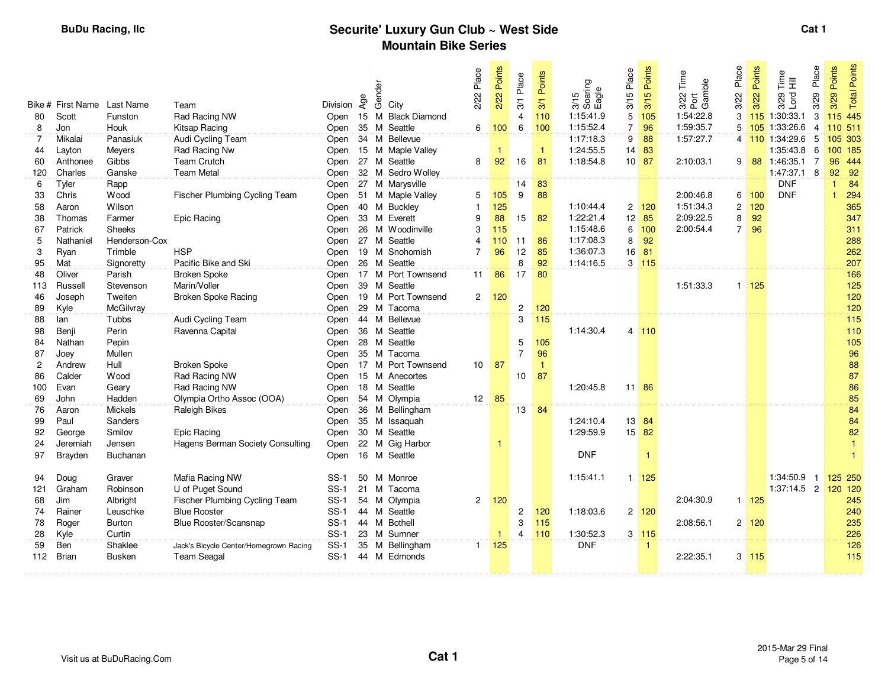BuDu Racing, llc

# Securite' Luxury Gun Club ~ West Side
## Mountain Bike Series

Cat 1

| Bike # | First Name | Last Name | Team | Division | Age | Gender | City | 2/22 Place | 2/22 Points | 3/1 Place | 3/1 Points | 3/15 Soaring Eagle | 3/15 Place | 3/15 Points | 3/22 Time Port Gamble | 3/22 Place | 3/22 Points | 3/29 Time Lord Hill | 3/29 Place | 3/29 Points | Total Points |
|---|---|---|---|---|---|---|---|---|---|---|---|---|---|---|---|---|---|---|---|---|---|
| 80 | Scott | Funston | Rad Racing NW | Open | 15 | M | Black Diamond | | | 4 | 110 | 1:15:41.9 | 5 | 105 | 1:54:22.8 | 3 | 115 | 1:30:33.1 | 3 | 115 | 445 |
| 8 | Jon | Houk | Kitsap Racing | Open | 35 | M | Seattle | 6 | 100 | 6 | 100 | 1:15:52.4 | 7 | 96 | 1:59:35.7 | 5 | 105 | 1:33:26.6 | 4 | 110 | 511 |
| 7 | Mikalai | Panasiuk | Audi Cycling Team | Open | 34 | M | Bellevue | | | | | 1:17:18.3 | 9 | 88 | 1:57:27.7 | 4 | 110 | 1:34:29.6 | 5 | 105 | 303 |
| 44 | Layton | Meyers | Rad Racing Nw | Open | 15 | M | Maple Valley | | 1 | | 1 | 1:24:55.5 | 14 | 83 | | | | 1:35:43.8 | 6 | 100 | 185 |
| 60 | Anthonee | Gibbs | Team Crutch | Open | 27 | M | Seattle | 8 | 92 | 16 | 81 | 1:18:54.8 | 10 | 87 | 2:10:03.1 | 9 | 88 | 1:46:35.1 | 7 | 96 | 444 |
| 120 | Charles | Ganske | Team Metal | Open | 32 | M | Sedro Wolley | | | | | | | | | | | 1:47:37.1 | 8 | 92 | 92 |
| 6 | Tyler | Rapp | | Open | 27 | M | Marysville | | | 14 | 83 | | | | | | | DNF | | 1 | 84 |
| 33 | Chris | Wood | Fischer Plumbing Cycling Team | Open | 51 | M | Maple Valley | 5 | 105 | 9 | 88 | | | | 2:00:46.8 | 6 | 100 | DNF | | 1 | 294 |
| 58 | Aaron | Wilson | | Open | 40 | M | Buckley | 1 | 125 | | | 1:10:44.4 | 2 | 120 | 1:51:34.3 | 2 | 120 | | | | 365 |
| 38 | Thomas | Farmer | Epic Racing | Open | 33 | M | Everett | 9 | 88 | 15 | 82 | 1:22:21.4 | 12 | 85 | 2:09:22.5 | 8 | 92 | | | | 347 |
| 67 | Patrick | Sheeks | | Open | 26 | M | Woodinville | 3 | 115 | | | 1:15:48.6 | 6 | 100 | 2:00:54.4 | 7 | 96 | | | | 311 |
| 5 | Nathaniel | Henderson-Cox | | Open | 27 | M | Seattle | 4 | 110 | 11 | 86 | 1:17:08.3 | 8 | 92 | | | | | | | 288 |
| 3 | Ryan | Trimble | HSP | Open | 19 | M | Snohomish | 7 | 96 | 12 | 85 | 1:36:07.3 | 16 | 81 | | | | | | | 262 |
| 95 | Mat | Signoretty | Pacific Bike and Ski | Open | 26 | M | Seattle | | | 8 | 92 | 1:14:16.5 | 3 | 115 | | | | | | | 207 |
| 48 | Oliver | Parish | Broken Spoke | Open | 17 | M | Port Townsend | 11 | 86 | 17 | 80 | | | | | | | | | | 166 |
| 113 | Russell | Stevenson | Marin/Voller | Open | 39 | M | Seattle | | | | | | | | 1:51:33.3 | 1 | 125 | | | | 125 |
| 46 | Joseph | Tweiten | Broken Spoke Racing | Open | 19 | M | Port Townsend | 2 | 120 | | | | | | | | | | | | 120 |
| 89 | Kyle | McGilvray | | Open | 29 | M | Tacoma | | | 2 | 120 | | | | | | | | | | 120 |
| 88 | Ian | Tubbs | Audi Cycling Team | Open | 44 | M | Bellevue | | | 3 | 115 | | | | | | | | | | 115 |
| 98 | Benji | Perin | Ravenna Capital | Open | 36 | M | Seattle | | | | | 1:14:30.4 | 4 | 110 | | | | | | | 110 |
| 84 | Nathan | Pepin | | Open | 28 | M | Seattle | | | 5 | 105 | | | | | | | | | | 105 |
| 87 | Joey | Mullen | | Open | 35 | M | Tacoma | | | 7 | 96 | | | | | | | | | | 96 |
| 2 | Andrew | Hull | Broken Spoke | Open | 17 | M | Port Townsend | 10 | 87 | | 1 | | | | | | | | | | 88 |
| 86 | Calder | Wood | Rad Racing NW | Open | 15 | M | Anecortes | | | 10 | 87 | | | | | | | | | | 87 |
| 100 | Evan | Geary | Rad Racing NW | Open | 18 | M | Seattle | | | | | 1:20:45.8 | 11 | 86 | | | | | | | 86 |
| 69 | John | Hadden | Olympia Ortho Assoc (OOA) | Open | 54 | M | Olympia | 12 | 85 | | | | | | | | | | | | 85 |
| 76 | Aaron | Mickels | Raleigh Bikes | Open | 36 | M | Bellingham | | | 13 | 84 | | | | | | | | | | 84 |
| 99 | Paul | Sanders | | Open | 35 | M | Issaquah | | | | | 1:24:10.4 | 13 | 84 | | | | | | | 84 |
| 92 | George | Smilov | Epic Racing | Open | 30 | M | Seattle | | | | | 1:29:59.9 | 15 | 82 | | | | | | | 82 |
| 24 | Jeremiah | Jensen | Hagens Berman Society Consulting | Open | 22 | M | Gig Harbor | | 1 | | | | | | | | | | | | 1 |
| 97 | Brayden | Buchanan | | Open | 16 | M | Seattle | | | | | DNF | | 1 | | | | | | | 1 |
| 94 | Doug | Graver | Mafia Racing NW | SS-1 | 50 | M | Monroe | | | | | 1:15:41.1 | 1 | 125 | | | | 1:34:50.9 | 1 | 125 | 250 |
| 121 | Graham | Robinson | U of Puget Sound | SS-1 | 21 | M | Tacoma | | | | | | | | | | | 1:37:14.5 | 2 | 120 | 120 |
| 68 | Jim | Albright | Fischer Plumbing Cycling Team | SS-1 | 54 | M | Olympia | 2 | 120 | | | | | | 2:04:30.9 | 1 | 125 | | | | 245 |
| 74 | Rainer | Leuschke | Blue Rooster | SS-1 | 44 | M | Seattle | | | 2 | 120 | 1:18:03.6 | 2 | 120 | | | | | | | 240 |
| 78 | Roger | Burton | Blue Rooster/Scansnap | SS-1 | 44 | M | Bothell | | | 3 | 115 | | | | 2:08:56.1 | 2 | 120 | | | | 235 |
| 28 | Kyle | Curtin | | SS-1 | 23 | M | Sumner | | 1 | 4 | 110 | 1:30:52.3 | 3 | 115 | | | | | | | 226 |
| 59 | Ben | Shaklee | Jack's Bicycle Center/Homegrown Racing | SS-1 | 35 | M | Bellingham | 1 | 125 | | | DNF | | 1 | | | | | | | 126 |
| 112 | Brian | Busken | Team Seagal | SS-1 | 44 | M | Edmonds | | | | | | | | 2:22:35.1 | 3 | 115 | | | | 115 |

Visit us at BuDuRacing.Com

Cat 1

2015-Mar 29 Final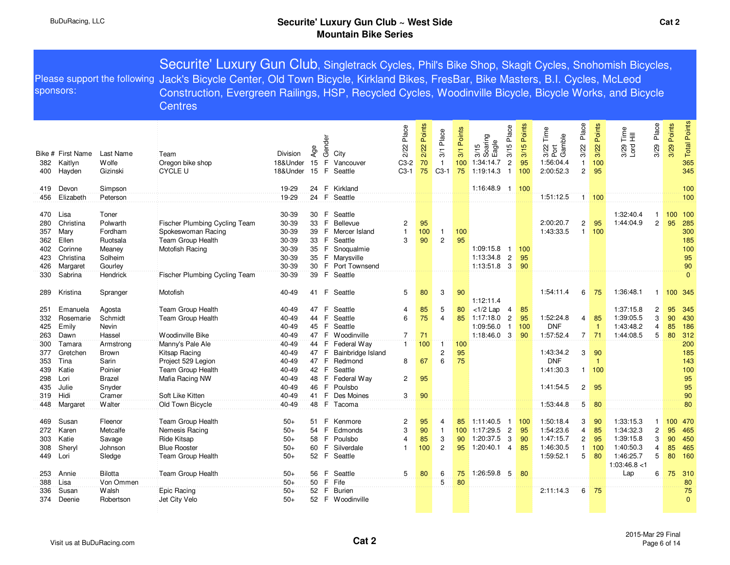# Securite' Luxury Gun Club ~ West Side Mountain Bike Series

BuDuRacing, LLC

Cat 2

Please support the following sponsors:

**Securite' Luxury Gun Club**, Singletrack Cycles, Phil's Bike Shop, Skagit Cycles, Snohomish Bicycles, Jack's Bicycle Center, Old Town Bicycle, Kirkland Bikes, FresBar, Bike Masters, B.I. Cycles, McLeod Construction, Evergreen Railings, HSP, Recycled Cycles, Woodinville Bicycle, Bicycle Works, and Bicycle Centres

| Bike # | First Name | Last Name | Team | Division | Age | Gender | City | 2/22 Place | 2/22 Points | 3/1 Place | 3/1 Points | 3/15 Soaring Eagle | 3/15 Place | 3/15 Points | 3/22 Time Port Gamble | 3/22 Place | 3/22 Points | 3/29 Time Lord Hill | 3/29 Place | 3/29 Points | Total Points |
|---|---|---|---|---|---|---|---|---|---|---|---|---|---|---|---|---|---|---|---|---|---|
| 382 | Kaitlyn | Wolfe | Oregon bike shop | 18&Under | 15 | F | Vancouver | C3-2 | 70 | 1 | 100 | 1:34:14.7 | 2 | 95 | 1:56:04.4 | 1 | 100 | | | | 365 |
| 400 | Hayden | Gizinski | CYCLE U | 18&Under | 15 | F | Seattle | C3-1 | 75 | C3-1 | 75 | 1:19:14.3 | 1 | 100 | 2:00:52.3 | 2 | 95 | | | | 345 |
| 419 | Devon | Simpson | | 19-29 | 24 | F | Kirkland | | | | | 1:16:48.9 | 1 | 100 | | | | | | | 100 |
| 456 | Elizabeth | Peterson | | 19-29 | 24 | F | Seattle | | | | | | | | 1:51:12.5 | 1 | 100 | | | | 100 |
| 470 | Lisa | Toner | | 30-39 | 30 | F | Seattle | | | | | | | | | | | 1:32:40.4 | 1 | 100 | 100 |
| 280 | Christina | Polwarth | Fischer Plumbing Cycling Team | 30-39 | 33 | F | Bellevue | 2 | 95 | | | | | | 2:00:20.7 | 2 | 95 | 1:44:04.9 | 2 | 95 | 285 |
| 357 | Mary | Fordham | Spokeswoman Racing | 30-39 | 39 | F | Mercer Island | 1 | 100 | 1 | 100 | | | | 1:43:33.5 | 1 | 100 | | | | 300 |
| 362 | Ellen | Ruotsala | Team Group Health | 30-39 | 33 | F | Seattle | 3 | 90 | 2 | 95 | | | | | | | | | | 185 |
| 402 | Corinne | Meaney | Motofish Racing | 30-39 | 35 | F | Snoqualmie | | | | | 1:09:15.8 | 1 | 100 | | | | | | | 100 |
| 423 | Christina | Solheim | | 30-39 | 35 | F | Marysville | | | | | 1:13:34.8 | 2 | 95 | | | | | | | 95 |
| 426 | Margaret | Gourley | | 30-39 | 30 | F | Port Townsend | | | | | 1:13:51.8 | 3 | 90 | | | | | | | 90 |
| 330 | Sabrina | Hendrick | Fischer Plumbing Cycling Team | 30-39 | 39 | F | Seattle | | | | | | | | | | | | | | 0 |
| 289 | Kristina | Spranger | Motofish | 40-49 | 41 | F | Seattle | 5 | 80 | 3 | 90 | | | | 1:54:11.4 | 6 | 75 | 1:36:48.1 | 1 | 100 | 345 |
| 251 | Emanuela | Agosta | Team Group Health | 40-49 | 47 | F | Seattle | 4 | 85 | 5 | 80 | 1:12:11.4 <1/2 Lap | 4 | 85 | | | | 1:37:15.8 | 2 | 95 | 345 |
| 332 | Rosemarie | Schmidt | Team Group Health | 40-49 | 44 | F | Seattle | 6 | 75 | 4 | 85 | 1:17:18.0 | 2 | 95 | 1:52:24.8 | 4 | 85 | 1:39:05.5 | 3 | 90 | 430 |
| 425 | Emily | Nevin | | 40-49 | 45 | F | Seattle | | | | | 1:09:56.0 | 1 | 100 | DNF | | 1 | 1:43:48.2 | 4 | 85 | 186 |
| 263 | Dawn | Hassel | Woodinville Bike | 40-49 | 47 | F | Woodinville | 7 | 71 | | | 1:18:46.0 | 3 | 90 | 1:57:52.4 | 7 | 71 | 1:44:08.5 | 5 | 80 | 312 |
| 300 | Tamara | Armstrong | Manny's Pale Ale | 40-49 | 44 | F | Federal Way | 1 | 100 | 1 | 100 | | | | | | | | | | 200 |
| 377 | Gretchen | Brown | Kitsap Racing | 40-49 | 47 | F | Bainbridge Island | | | 2 | 95 | | | | 1:43:34.2 | 3 | 90 | | | | 185 |
| 353 | Tina | Sarin | Project 529 Legion | 40-49 | 47 | F | Redmond | 8 | 67 | 6 | 75 | | | | DNF | | 1 | | | | 143 |
| 439 | Katie | Poinier | Team Group Health | 40-49 | 42 | F | Seattle | | | | | | | | 1:41:30.3 | 1 | 100 | | | | 100 |
| 298 | Lori | Brazel | Mafia Racing NW | 40-49 | 48 | F | Federal Way | 2 | 95 | | | | | | | | | | | | 95 |
| 435 | Julie | Snyder | | 40-49 | 46 | F | Poulsbo | | | | | | | | 1:41:54.5 | 2 | 95 | | | | 95 |
| 319 | Hidi | Cramer | Soft Like Kitten | 40-49 | 41 | F | Des Moines | 3 | 90 | | | | | | | | | | | | 90 |
| 448 | Margaret | Walter | Old Town Bicycle | 40-49 | 48 | F | Tacoma | | | | | | | | 1:53:44.8 | 5 | 80 | | | | 80 |
| 469 | Susan | Fleenor | Team Group Health | 50+ | 51 | F | Kenmore | 2 | 95 | 4 | 85 | 1:11:40.5 | 1 | 100 | 1:50:18.4 | 3 | 90 | 1:33:15.3 | 1 | 100 | 470 |
| 272 | Karen | Metcalfe | Nemesis Racing | 50+ | 54 | F | Edmonds | 3 | 90 | 1 | 100 | 1:17:29.5 | 2 | 95 | 1:54:23.6 | 4 | 85 | 1:34:32.3 | 2 | 95 | 465 |
| 303 | Katie | Savage | Ride Kitsap | 50+ | 58 | F | Poulsbo | 4 | 85 | 3 | 90 | 1:20:37.5 | 3 | 90 | 1:47:15.7 | 2 | 95 | 1:39:15.8 | 3 | 90 | 450 |
| 308 | Sheryl | Johnson | Blue Rooster | 50+ | 60 | F | Silverdale | 1 | 100 | 2 | 95 | 1:20:40.1 | 4 | 85 | 1:46:30.5 | 1 | 100 | 1:40:50.3 | 4 | 85 | 465 |
| 449 | Lori | Sledge | Team Group Health | 50+ | 52 | F | Seattle | | | | | | | | 1:59:52.1 | 5 | 80 | 1:46:25.7 | 5 | 80 | 160 |
| 253 | Annie | Bilotta | Team Group Health | 50+ | 56 | F | Seattle | 5 | 80 | 6 | 75 | 1:26:59.8 | 5 | 80 | | | | 1:03:46.8 <1 Lap | 6 | 75 | 310 |
| 388 | Lisa | Von Ommen | | 50+ | 50 | F | Fife | | | 5 | 80 | | | | | | | | | | 80 |
| 336 | Susan | Walsh | Epic Racing | 50+ | 52 | F | Burien | | | | | | | | 2:11:14.3 | 6 | 75 | | | | 75 |
| 374 | Deenie | Robertson | Jet City Velo | 50+ | 52 | F | Woodinville | | | | | | | | | | | | | | 0 |

Visit us at BuDuRacing.com

2015-Mar 29 Final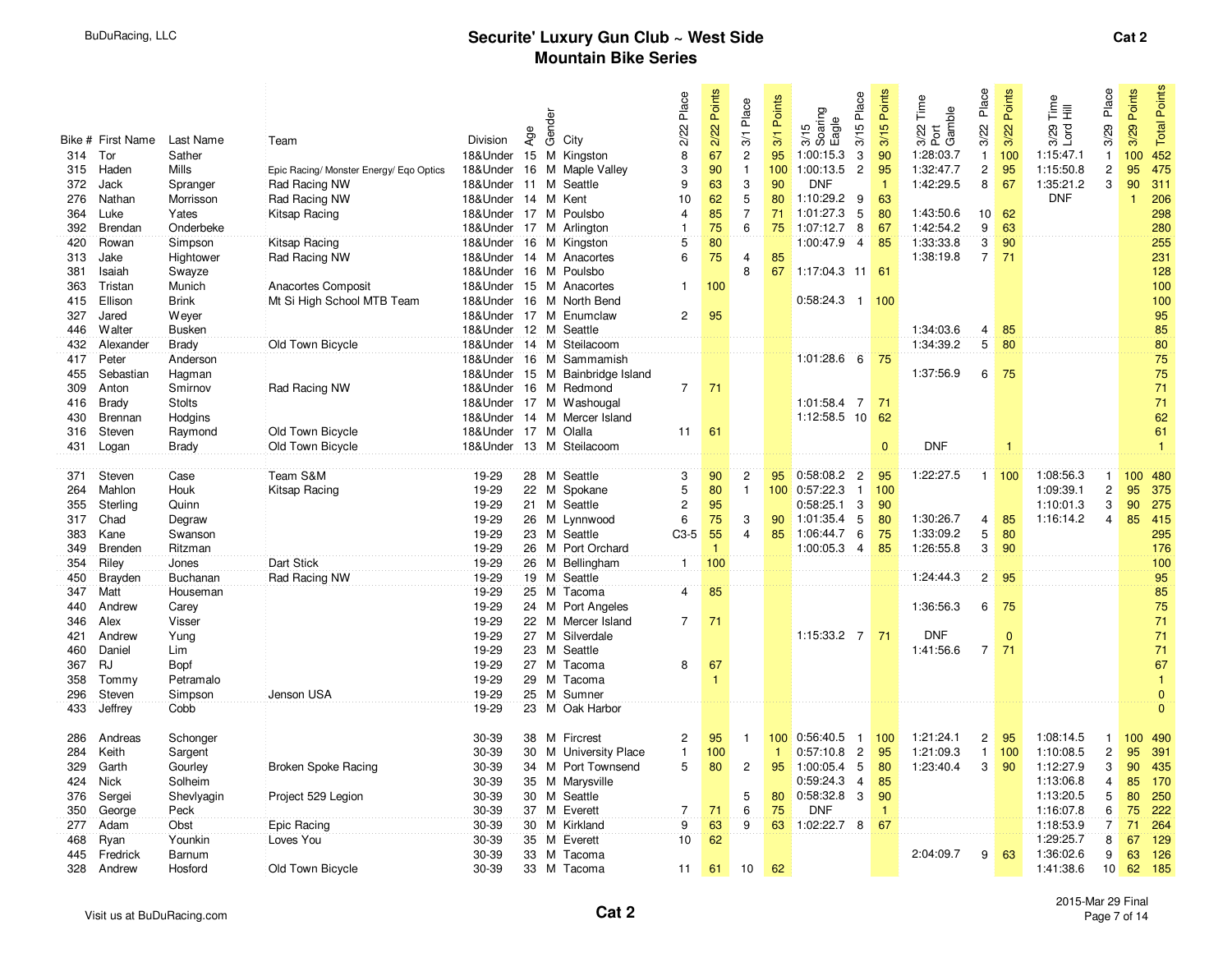BuDuRacing, LLC

# Securite' Luxury Gun Club ~ West Side Mountain Bike Series

**Cat 2**

| Bike # | First Name | Last Name | Team | Division | Age | Gender | City | 2/22 Place | 2/22 Points | 3/1 Place | 3/1 Points | 3/15 Soaring Eagle | 3/15 Place | 3/15 Points | 3/22 Time Port Gamble | 3/22 Place | 3/22 Points | 3/29 Time Lord Hill | 3/29 Place | 3/29 Points | Total Points |
|---|---|---|---|---|---|---|---|---|---|---|---|---|---|---|---|---|---|---|---|---|---|
| 314 | Tor | Sather | | 18&Under | 15 | M | Kingston | 8 | 67 | 2 | 95 | 1:00:15.3 | 3 | 90 | 1:28:03.7 | 1 | 100 | 1:15:47.1 | 1 | 100 | 452 |
| 315 | Haden | Mills | Epic Racing/ Monster Energy/ Eqo Optics | 18&Under | 16 | M | Maple Valley | 3 | 90 | 1 | 100 | 1:00:13.5 | 2 | 95 | 1:32:47.7 | 2 | 95 | 1:15:50.8 | 2 | 95 | 475 |
| 372 | Jack | Spranger | Rad Racing NW | 18&Under | 11 | M | Seattle | 9 | 63 | 3 | 90 | DNF | | 1 | 1:42:29.5 | 8 | 67 | 1:35:21.2 | 3 | 90 | 311 |
| 276 | Nathan | Morrisson | Rad Racing NW | 18&Under | 14 | M | Kent | 10 | 62 | 5 | 80 | 1:10:29.2 | 9 | 63 | | | | DNF | | 1 | 206 |
| 364 | Luke | Yates | Kitsap Racing | 18&Under | 17 | M | Poulsbo | 4 | 85 | 7 | 71 | 1:01:27.3 | 5 | 80 | 1:43:50.6 | 10 | 62 | | | | 298 |
| 392 | Brendan | Onderbeke | | 18&Under | 17 | M | Arlington | 1 | 75 | 6 | 75 | 1:07:12.7 | 8 | 67 | 1:42:54.2 | 9 | 63 | | | | 280 |
| 420 | Rowan | Simpson | Kitsap Racing | 18&Under | 16 | M | Kingston | 5 | 80 | | | 1:00:47.9 | 4 | 85 | 1:33:33.8 | 3 | 90 | | | | 255 |
| 313 | Jake | Hightower | Rad Racing NW | 18&Under | 14 | M | Anacortes | 6 | 75 | 4 | 85 | | | | 1:38:19.8 | 7 | 71 | | | | 231 |
| 381 | Isaiah | Swayze | | 18&Under | 16 | M | Poulsbo | | | 8 | 67 | 1:17:04.3 | 11 | 61 | | | | | | | 128 |
| 363 | Tristan | Munich | Anacortes Composit | 18&Under | 15 | M | Anacortes | 1 | 100 | | | | | | | | | | | | 100 |
| 415 | Ellison | Brink | Mt Si High School MTB Team | 18&Under | 16 | M | North Bend | | | | | 0:58:24.3 | 1 | 100 | | | | | | | 100 |
| 327 | Jared | Weyer | | 18&Under | 17 | M | Enumclaw | 2 | 95 | | | | | | | | | | | | 95 |
| 446 | Walter | Busken | | 18&Under | 12 | M | Seattle | | | | | | | | 1:34:03.6 | 4 | 85 | | | | 85 |
| 432 | Alexander | Brady | Old Town Bicycle | 18&Under | 14 | M | Steilacoom | | | | | | | | 1:34:39.2 | 5 | 80 | | | | 80 |
| 417 | Peter | Anderson | | 18&Under | 16 | M | Sammamish | | | | | 1:01:28.6 | 6 | 75 | | | | | | | 75 |
| 455 | Sebastian | Hagman | | 18&Under | 15 | M | Bainbridge Island | | | | | | | | 1:37:56.9 | 6 | 75 | | | | 75 |
| 309 | Anton | Smirnov | Rad Racing NW | 18&Under | 16 | M | Redmond | 7 | 71 | | | | | | | | | | | | 71 |
| 416 | Brady | Stolts | | 18&Under | 17 | M | Washougal | | | | | 1:01:58.4 | 7 | 71 | | | | | | | 71 |
| 430 | Brennan | Hodgins | | 18&Under | 14 | M | Mercer Island | | | | | 1:12:58.5 | 10 | 62 | | | | | | | 62 |
| 316 | Steven | Raymond | Old Town Bicycle | 18&Under | 17 | M | Olalla | 11 | 61 | | | | | | | | | | | | 61 |
| 431 | Logan | Brady | Old Town Bicycle | 18&Under | 13 | M | Steilacoom | | | | | | | 0 | DNF | | 1 | | | | 1 |
| | | | | | | | | | | | | | | | | | | | | | |
| 371 | Steven | Case | Team S&M | 19-29 | 28 | M | Seattle | 3 | 90 | 2 | 95 | 0:58:08.2 | 2 | 95 | 1:22:27.5 | 1 | 100 | 1:08:56.3 | 1 | 100 | 480 |
| 264 | Mahlon | Houk | Kitsap Racing | 19-29 | 22 | M | Spokane | 5 | 80 | 1 | 100 | 0:57:22.3 | 1 | 100 | | | | 1:09:39.1 | 2 | 95 | 375 |
| 355 | Sterling | Quinn | | 19-29 | 21 | M | Seattle | 2 | 95 | | | 0:58:25.1 | 3 | 90 | | | | 1:10:01.3 | 3 | 90 | 275 |
| 317 | Chad | Degraw | | 19-29 | 26 | M | Lynnwood | 6 | 75 | 3 | 90 | 1:01:35.4 | 5 | 80 | 1:30:26.7 | 4 | 85 | 1:16:14.2 | 4 | 85 | 415 |
| 383 | Kane | Swanson | | 19-29 | 23 | M | Seattle | C3-5 | 55 | 4 | 85 | 1:06:44.7 | 6 | 75 | 1:33:09.2 | 5 | 80 | | | | 295 |
| 349 | Brenden | Ritzman | | 19-29 | 26 | M | Port Orchard | | 1 | | | 1:00:05.3 | 4 | 85 | 1:26:55.8 | 3 | 90 | | | | 176 |
| 354 | Riley | Jones | Dart Stick | 19-29 | 26 | M | Bellingham | 1 | 100 | | | | | | | | | | | | 100 |
| 450 | Brayden | Buchanan | Rad Racing NW | 19-29 | 19 | M | Seattle | | | | | | | | 1:24:44.3 | 2 | 95 | | | | 95 |
| 347 | Matt | Houseman | | 19-29 | 25 | M | Tacoma | 4 | 85 | | | | | | | | | | | | 85 |
| 440 | Andrew | Carey | | 19-29 | 24 | M | Port Angeles | | | | | | | | 1:36:56.3 | 6 | 75 | | | | 75 |
| 346 | Alex | Visser | | 19-29 | 22 | M | Mercer Island | 7 | 71 | | | | | | | | | | | | 71 |
| 421 | Andrew | Yung | | 19-29 | 27 | M | Silverdale | | | | | 1:15:33.2 | 7 | 71 | DNF | | 0 | | | | 71 |
| 460 | Daniel | Lim | | 19-29 | 23 | M | Seattle | | | | | | | | 1:41:56.6 | 7 | 71 | | | | 71 |
| 367 | RJ | Bopf | | 19-29 | 27 | M | Tacoma | 8 | 67 | | | | | | | | | | | | 67 |
| 358 | Tommy | Petramalo | | 19-29 | 29 | M | Tacoma | | 1 | | | | | | | | | | | | 1 |
| 296 | Steven | Simpson | Jenson USA | 19-29 | 25 | M | Sumner | | | | | | | | | | | | | | 0 |
| 433 | Jeffrey | Cobb | | 19-29 | 23 | M | Oak Harbor | | | | | | | | | | | | | | 0 |
| | | | | | | | | | | | | | | | | | | | | | |
| 286 | Andreas | Schonger | | 30-39 | 38 | M | Fircrest | 2 | 95 | 1 | 100 | 0:56:40.5 | 1 | 100 | 1:21:24.1 | 2 | 95 | 1:08:14.5 | 1 | 100 | 490 |
| 284 | Keith | Sargent | | 30-39 | 30 | M | University Place | 1 | 100 | | 1 | 0:57:10.8 | 2 | 95 | 1:21:09.3 | 1 | 100 | 1:10:08.5 | 2 | 95 | 391 |
| 329 | Garth | Gourley | Broken Spoke Racing | 30-39 | 34 | M | Port Townsend | 5 | 80 | 2 | 95 | 1:00:05.4 | 5 | 80 | 1:23:40.4 | 3 | 90 | 1:12:27.9 | 3 | 90 | 435 |
| 424 | Nick | Solheim | | 30-39 | 35 | M | Marysville | | | | | 0:59:24.3 | 4 | 85 | | | | 1:13:06.8 | 4 | 85 | 170 |
| 376 | Sergei | Shevlyagin | Project 529 Legion | 30-39 | 30 | M | Seattle | | | 5 | 80 | 0:58:32.8 | 3 | 90 | | | | 1:13:20.5 | 5 | 80 | 250 |
| 350 | George | Peck | | 30-39 | 37 | M | Everett | 7 | 71 | 6 | 75 | DNF | | 1 | | | | 1:16:07.8 | 6 | 75 | 222 |
| 277 | Adam | Obst | Epic Racing | 30-39 | 30 | M | Kirkland | 9 | 63 | 9 | 63 | 1:02:22.7 | 8 | 67 | | | | 1:18:53.9 | 7 | 71 | 264 |
| 468 | Ryan | Younkin | Loves You | 30-39 | 35 | M | Everett | 10 | 62 | | | | | | | | | 1:29:25.7 | 8 | 67 | 129 |
| 445 | Fredrick | Barnum | | 30-39 | 33 | M | Tacoma | | | | | | | | 2:04:09.7 | 9 | 63 | 1:36:02.6 | 9 | 63 | 126 |
| 328 | Andrew | Hosford | Old Town Bicycle | 30-39 | 33 | M | Tacoma | 11 | 61 | 10 | 62 | | | | | | | 1:41:38.6 | 10 | 62 | 185 |

Visit us at BuDuRacing.com

**Cat 2**

2015-Mar 29 Final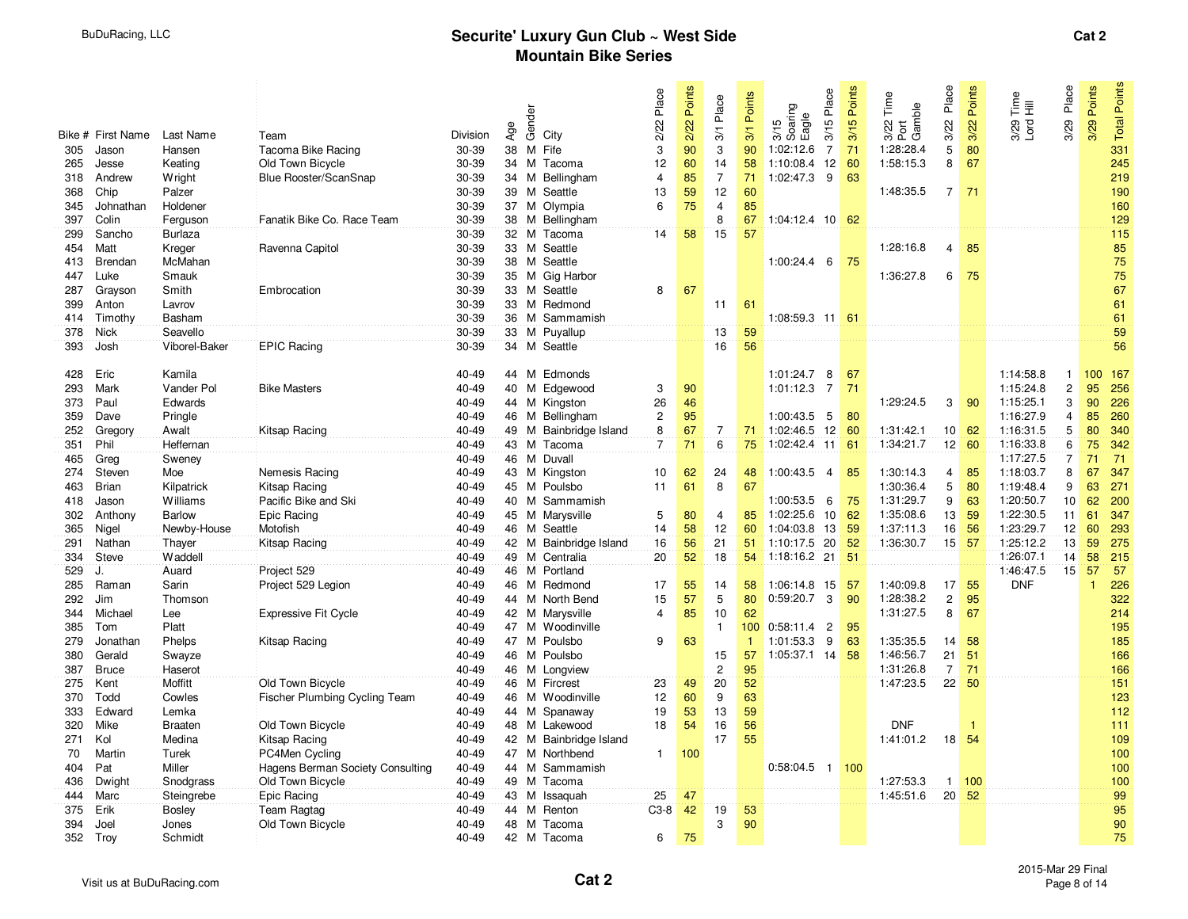BuDuRacing, LLC

# Securite' Luxury Gun Club ~ West Side Mountain Bike Series

Cat 2

| Bike # | First Name | Last Name | Team | Division | Age | Gender | City | 2/22 Place | 2/22 Points | 3/1 Place | 3/1 Points | 3/15 Soaring Eagle | 3/15 Place | 3/15 Points | 3/22 Time Port Gamble | 3/22 Place | 3/22 Points | 3/29 Time Lord Hill | 3/29 Place | 3/29 Points | Total Points |
|---|---|---|---|---|---|---|---|---|---|---|---|---|---|---|---|---|---|---|---|---|---|
| 305 | Jason | Hansen | Tacoma Bike Racing | 30-39 | 38 | M | Fife | 3 | 90 | 3 | 90 | 1:02:12.6 | 7 | 71 | 1:28:28.4 | 5 | 80 | | | | 331 |
| 265 | Jesse | Keating | Old Town Bicycle | 30-39 | 34 | M | Tacoma | 12 | 60 | 14 | 58 | 1:10:08.4 | 12 | 60 | 1:58:15.3 | 8 | 67 | | | | 245 |
| 318 | Andrew | Wright | Blue Rooster/ScanSnap | 30-39 | 34 | M | Bellingham | 4 | 85 | 7 | 71 | 1:02:47.3 | 9 | 63 | | | | | | | 219 |
| 368 | Chip | Palzer | | 30-39 | 39 | M | Seattle | 13 | 59 | 12 | 60 | | | | 1:48:35.5 | 7 | 71 | | | | 190 |
| 345 | Johnathan | Holdener | | 30-39 | 37 | M | Olympia | 6 | 75 | 4 | 85 | | | | | | | | | | 160 |
| 397 | Colin | Ferguson | Fanatik Bike Co. Race Team | 30-39 | 38 | M | Bellingham | | | 8 | 67 | 1:04:12.4 | 10 | 62 | | | | | | | 129 |
| 299 | Sancho | Burlaza | | 30-39 | 32 | M | Tacoma | 14 | 58 | 15 | 57 | | | | | | | | | | 115 |
| 454 | Matt | Kreger | Ravenna Capitol | 30-39 | 33 | M | Seattle | | | | | | | | 1:28:16.8 | 4 | 85 | | | | 85 |
| 413 | Brendan | McMahan | | 30-39 | 38 | M | Seattle | | | | | 1:00:24.4 | 6 | 75 | | | | | | | 75 |
| 447 | Luke | Smauk | | 30-39 | 35 | M | Gig Harbor | | | | | | | | 1:36:27.8 | 6 | 75 | | | | 75 |
| 287 | Grayson | Smith | Embrocation | 30-39 | 33 | M | Seattle | 8 | 67 | | | | | | | | | | | | 67 |
| 399 | Anton | Lavrov | | 30-39 | 33 | M | Redmond | | | 11 | 61 | | | | | | | | | | 61 |
| 414 | Timothy | Basham | | 30-39 | 36 | M | Sammamish | | | | | 1:08:59.3 | 11 | 61 | | | | | | | 61 |
| 378 | Nick | Seavello | | 30-39 | 33 | M | Puyallup | | | 13 | 59 | | | | | | | | | | 59 |
| 393 | Josh | Viborel-Baker | EPIC Racing | 30-39 | 34 | M | Seattle | | | 16 | 56 | | | | | | | | | | 56 |
| 428 | Eric | Kamila | | 40-49 | 44 | M | Edmonds | | | | | 1:01:24.7 | 8 | 67 | | | | 1:14:58.8 | 1 | 100 | 167 |
| 293 | Mark | Vander Pol | Bike Masters | 40-49 | 40 | M | Edgewood | 3 | 90 | | | 1:01:12.3 | 7 | 71 | | | | 1:15:24.8 | 2 | 95 | 256 |
| 373 | Paul | Edwards | | 40-49 | 44 | M | Kingston | 26 | 46 | | | | | | 1:29:24.5 | 3 | 90 | 1:15:25.1 | 3 | 90 | 226 |
| 359 | Dave | Pringle | | 40-49 | 46 | M | Bellingham | 2 | 95 | | | 1:00:43.5 | 5 | 80 | | | | 1:16:27.9 | 4 | 85 | 260 |
| 252 | Gregory | Awalt | Kitsap Racing | 40-49 | 49 | M | Bainbridge Island | 8 | 67 | 7 | 71 | 1:02:46.5 | 12 | 60 | 1:31:42.1 | 10 | 62 | 1:16:31.5 | 5 | 80 | 340 |
| 351 | Phil | Heffernan | | 40-49 | 43 | M | Tacoma | 7 | 71 | 6 | 75 | 1:02:42.4 | 11 | 61 | 1:34:21.7 | 12 | 60 | 1:16:33.8 | 6 | 75 | 342 |
| 465 | Greg | Sweney | | 40-49 | 46 | M | Duvall | | | | | | | | | | | 1:17:27.5 | 7 | 71 | 71 |
| 274 | Steven | Moe | Nemesis Racing | 40-49 | 43 | M | Kingston | 10 | 62 | 24 | 48 | 1:00:43.5 | 4 | 85 | 1:30:14.3 | 4 | 85 | 1:18:03.7 | 8 | 67 | 347 |
| 463 | Brian | Kilpatrick | Kitsap Racing | 40-49 | 45 | M | Poulsbo | 11 | 61 | 8 | 67 | | | | 1:30:36.4 | 5 | 80 | 1:19:48.4 | 9 | 63 | 271 |
| 418 | Jason | Williams | Pacific Bike and Ski | 40-49 | 40 | M | Sammamish | | | | | 1:00:53.5 | 6 | 75 | 1:31:29.7 | 9 | 63 | 1:20:50.7 | 10 | 62 | 200 |
| 302 | Anthony | Barlow | Epic Racing | 40-49 | 45 | M | Marysville | 5 | 80 | 4 | 85 | 1:02:25.6 | 10 | 62 | 1:35:08.6 | 13 | 59 | 1:22:30.5 | 11 | 61 | 347 |
| 365 | Nigel | Newby-House | Motofish | 40-49 | 46 | M | Seattle | 14 | 58 | 12 | 60 | 1:04:03.8 | 13 | 59 | 1:37:11.3 | 16 | 56 | 1:23:29.7 | 12 | 60 | 293 |
| 291 | Nathan | Thayer | Kitsap Racing | 40-49 | 42 | M | Bainbridge Island | 16 | 56 | 21 | 51 | 1:10:17.5 | 20 | 52 | 1:36:30.7 | 15 | 57 | 1:25:12.2 | 13 | 59 | 275 |
| 334 | Steve | Waddell | | 40-49 | 49 | M | Centralia | 20 | 52 | 18 | 54 | 1:18:16.2 | 21 | 51 | | | | 1:26:07.1 | 14 | 58 | 215 |
| 529 | J. | Auard | Project 529 | 40-49 | 46 | M | Portland | | | | | | | | | | | 1:46:47.5 | 15 | 57 | 57 |
| 285 | Raman | Sarin | Project 529 Legion | 40-49 | 46 | M | Redmond | 17 | 55 | 14 | 58 | 1:06:14.8 | 15 | 57 | 1:40:09.8 | 17 | 55 | DNF | | 1 | 226 |
| 292 | Jim | Thomson | | 40-49 | 44 | M | North Bend | 15 | 57 | 5 | 80 | 0:59:20.7 | 3 | 90 | 1:28:38.2 | 2 | 95 | | | | 322 |
| 344 | Michael | Lee | Expressive Fit Cycle | 40-49 | 42 | M | Marysville | 4 | 85 | 10 | 62 | | | | 1:31:27.5 | 8 | 67 | | | | 214 |
| 385 | Tom | Platt | | 40-49 | 47 | M | Woodinville | | | 1 | 100 | 0:58:11.4 | 2 | 95 | | | | | | | 195 |
| 279 | Jonathan | Phelps | Kitsap Racing | 40-49 | 47 | M | Poulsbo | 9 | 63 | | 1 | 1:01:53.3 | 9 | 63 | 1:35:35.5 | 14 | 58 | | | | 185 |
| 380 | Gerald | Swayze | | 40-49 | 46 | M | Poulsbo | | | 15 | 57 | 1:05:37.1 | 14 | 58 | 1:46:56.7 | 21 | 51 | | | | 166 |
| 387 | Bruce | Haserot | | 40-49 | 46 | M | Longview | | | 2 | 95 | | | | 1:31:26.8 | 7 | 71 | | | | 166 |
| 275 | Kent | Moffitt | Old Town Bicycle | 40-49 | 46 | M | Fircrest | 23 | 49 | 20 | 52 | | | | 1:47:23.5 | 22 | 50 | | | | 151 |
| 370 | Todd | Cowles | Fischer Plumbing Cycling Team | 40-49 | 46 | M | Woodinville | 12 | 60 | 9 | 63 | | | | | | | | | | 123 |
| 333 | Edward | Lemka | | 40-49 | 44 | M | Spanaway | 19 | 53 | 13 | 59 | | | | | | | | | | 112 |
| 320 | Mike | Braaten | Old Town Bicycle | 40-49 | 48 | M | Lakewood | 18 | 54 | 16 | 56 | | | | DNF | | 1 | | | | 111 |
| 271 | Kol | Medina | Kitsap Racing | 40-49 | 42 | M | Bainbridge Island | | | 17 | 55 | | | | 1:41:01.2 | 18 | 54 | | | | 109 |
| 70 | Martin | Turek | PC4Men Cycling | 40-49 | 47 | M | Northbend | 1 | 100 | | | | | | | | | | | | 100 |
| 404 | Pat | Miller | Hagens Berman Society Consulting | 40-49 | 44 | M | Sammamish | | | | | 0:58:04.5 | 1 | 100 | | | | | | | 100 |
| 436 | Dwight | Snodgrass | Old Town Bicycle | 40-49 | 49 | M | Tacoma | | | | | | | | 1:27:53.3 | 1 | 100 | | | | 100 |
| 444 | Marc | Steingrebe | Epic Racing | 40-49 | 43 | M | Issaquah | 25 | 47 | | | | | | 1:45:51.6 | 20 | 52 | | | | 99 |
| 375 | Erik | Bosley | Team Ragtag | 40-49 | 44 | M | Renton | C3-8 | 42 | 19 | 53 | | | | | | | | | | 95 |
| 394 | Joel | Jones | Old Town Bicycle | 40-49 | 48 | M | Tacoma | | | 3 | 90 | | | | | | | | | | 90 |
| 352 | Troy | Schmidt | | 40-49 | 42 | M | Tacoma | 6 | 75 | | | | | | | | | | | | 75 |

Visit us at BuDuRacing.com

Cat 2

2015-Mar 29 Final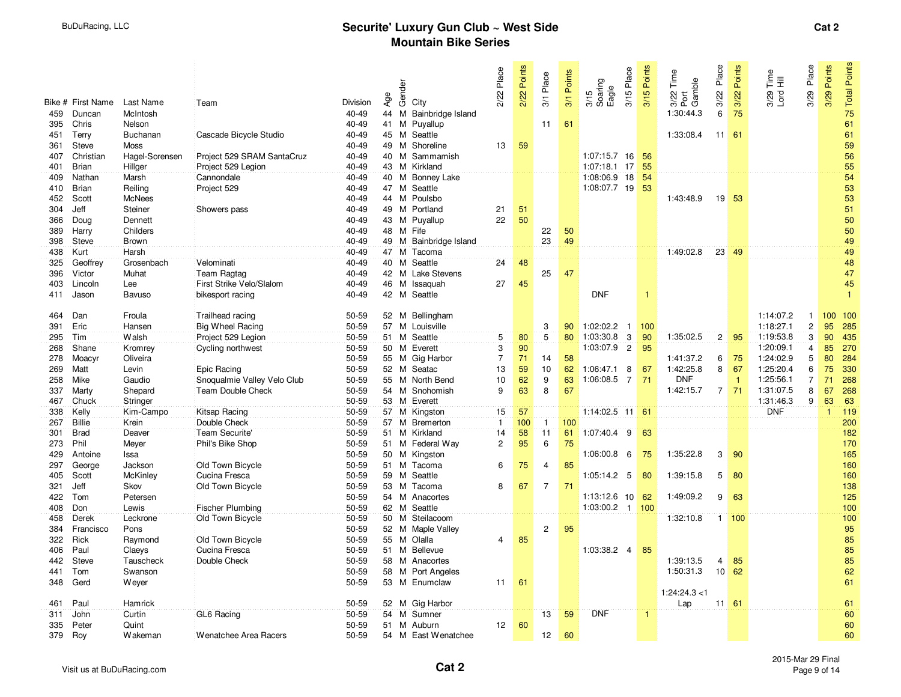BuDuRacing, LLC

# Securite' Luxury Gun Club ~ West Side Mountain Bike Series

**Cat 2**

| Bike # | First Name | Last Name | Team | Division | Age | Gender | City | 2/22 Place | 2/22 Points | 3/1 Place | 3/1 Points | 3/15 Soaring Eagle | 3/15 Place | 3/15 Points | 3/22 Time Port Gamble | 3/22 Place | 3/22 Points | 3/29 Time Lord Hill | 3/29 Place | 3/29 Points | Total Points |
|---|---|---|---|---|---|---|---|---|---|---|---|---|---|---|---|---|---|---|---|---|---|
| 459 | Duncan | McIntosh | | 40-49 | 44 | M | Bainbridge Island | | | | | | | | 1:30:44.3 | 6 | 75 | | | | 75 |
| 395 | Chris | Nelson | | 40-49 | 41 | M | Puyallup | | | 11 | 61 | | | | | | | | | | 61 |
| 451 | Terry | Buchanan | Cascade Bicycle Studio | 40-49 | 45 | M | Seattle | | | | | | | | 1:33:08.4 | 11 | 61 | | | | 61 |
| 361 | Steve | Moss | | 40-49 | 49 | M | Shoreline | 13 | 59 | | | | | | | | | | | | 59 |
| 407 | Christian | Hagel-Sorensen | Project 529 SRAM SantaCruz | 40-49 | 40 | M | Sammamish | | | | | 1:07:15.7 | 16 | 56 | | | | | | | 56 |
| 401 | Brian | Hillger | Project 529 Legion | 40-49 | 43 | M | Kirkland | | | | | 1:07:18.1 | 17 | 55 | | | | | | | 55 |
| 409 | Nathan | Marsh | Cannondale | 40-49 | 40 | M | Bonney Lake | | | | | 1:08:06.9 | 18 | 54 | | | | | | | 54 |
| 410 | Brian | Reiling | Project 529 | 40-49 | 47 | M | Seattle | | | | | 1:08:07.7 | 19 | 53 | | | | | | | 53 |
| 452 | Scott | McNees | | 40-49 | 44 | M | Poulsbo | | | | | | | | 1:43:48.9 | 19 | 53 | | | | 53 |
| 304 | Jeff | Steiner | Showers pass | 40-49 | 49 | M | Portland | 21 | 51 | | | | | | | | | | | | 51 |
| 366 | Doug | Dennett | | 40-49 | 43 | M | Puyallup | 22 | 50 | | | | | | | | | | | | 50 |
| 389 | Harry | Childers | | 40-49 | 48 | M | Fife | | | 22 | 50 | | | | | | | | | | 50 |
| 398 | Steve | Brown | | 40-49 | 49 | M | Bainbridge Island | | | 23 | 49 | | | | | | | | | | 49 |
| 438 | Kurt | Harsh | | 40-49 | 47 | M | Tacoma | | | | | | | | 1:49:02.8 | 23 | 49 | | | | 49 |
| 325 | Geoffrey | Grosenbach | Velominati | 40-49 | 40 | M | Seattle | 24 | 48 | | | | | | | | | | | | 48 |
| 396 | Victor | Muhat | Team Ragtag | 40-49 | 42 | M | Lake Stevens | | | 25 | 47 | | | | | | | | | | 47 |
| 403 | Lincoln | Lee | First Strike Velo/Slalom | 40-49 | 46 | M | Issaquah | 27 | 45 | | | | | | | | | | | | 45 |
| 411 | Jason | Bavuso | bikesport racing | 40-49 | 42 | M | Seattle | | | | | DNF | | 1 | | | | | | | 1 |
| 464 | Dan | Froula | Trailhead racing | 50-59 | 52 | M | Bellingham | | | | | | | | | | | 1:14:07.2 | 1 | 100 | 100 |
| 391 | Eric | Hansen | Big Wheel Racing | 50-59 | 57 | M | Louisville | | | 3 | 90 | 1:02:02.2 | 1 | 100 | | | | 1:18:27.1 | 2 | 95 | 285 |
| 295 | Tim | Walsh | Project 529 Legion | 50-59 | 51 | M | Seattle | 5 | 80 | 5 | 80 | 1:03:30.8 | 3 | 90 | 1:35:02.5 | 2 | 95 | 1:19:53.8 | 3 | 90 | 435 |
| 268 | Shane | Kromrey | Cycling northwest | 50-59 | 50 | M | Everett | 3 | 90 | | | 1:03:07.9 | 2 | 95 | | | | 1:20:09.1 | 4 | 85 | 270 |
| 278 | Moacyr | Oliveira | | 50-59 | 55 | M | Gig Harbor | 7 | 71 | 14 | 58 | | | | 1:41:37.2 | 6 | 75 | 1:24:02.9 | 5 | 80 | 284 |
| 269 | Matt | Levin | Epic Racing | 50-59 | 52 | M | Seatac | 13 | 59 | 10 | 62 | 1:06:47.1 | 8 | 67 | 1:42:25.8 | 8 | 67 | 1:25:20.4 | 6 | 75 | 330 |
| 258 | Mike | Gaudio | Snoqualmie Valley Velo Club | 50-59 | 55 | M | North Bend | 10 | 62 | 9 | 63 | 1:06:08.5 | 7 | 71 | DNF | | 1 | 1:25:56.1 | 7 | 71 | 268 |
| 337 | Marty | Shepard | Team Double Check | 50-59 | 54 | M | Snohomish | 9 | 63 | 8 | 67 | | | | 1:42:15.7 | 7 | 71 | 1:31:07.5 | 8 | 67 | 268 |
| 467 | Chuck | Stringer | | 50-59 | 53 | M | Everett | | | | | | | | | | | 1:31:46.3 | 9 | 63 | 63 |
| 338 | Kelly | Kim-Campo | Kitsap Racing | 50-59 | 57 | M | Kingston | 15 | 57 | | | 1:14:02.5 | 11 | 61 | | | | DNF | | 1 | 119 |
| 267 | Billie | Krein | Double Check | 50-59 | 57 | M | Bremerton | 1 | 100 | 1 | 100 | | | | | | | | | | 200 |
| 301 | Brad | Deaver | Team Securite' | 50-59 | 51 | M | Kirkland | 14 | 58 | 11 | 61 | 1:07:40.4 | 9 | 63 | | | | | | | 182 |
| 273 | Phil | Meyer | Phil's Bike Shop | 50-59 | 51 | M | Federal Way | 2 | 95 | 6 | 75 | | | | | | | | | | 170 |
| 429 | Antoine | Issa | | 50-59 | 50 | M | Kingston | | | | | 1:06:00.8 | 6 | 75 | 1:35:22.8 | 3 | 90 | | | | 165 |
| 297 | George | Jackson | Old Town Bicycle | 50-59 | 51 | M | Tacoma | 6 | 75 | 4 | 85 | | | | | | | | | | 160 |
| 405 | Scott | McKinley | Cucina Fresca | 50-59 | 59 | M | Seattle | | | | | 1:05:14.2 | 5 | 80 | 1:39:15.8 | 5 | 80 | | | | 160 |
| 321 | Jeff | Skov | Old Town Bicycle | 50-59 | 53 | M | Tacoma | 8 | 67 | 7 | 71 | | | | | | | | | | 138 |
| 422 | Tom | Petersen | | 50-59 | 54 | M | Anacortes | | | | | 1:13:12.6 | 10 | 62 | 1:49:09.2 | 9 | 63 | | | | 125 |
| 408 | Don | Lewis | Fischer Plumbing | 50-59 | 62 | M | Seattle | | | | | 1:03:00.2 | 1 | 100 | | | | | | | 100 |
| 458 | Derek | Leckrone | Old Town Bicycle | 50-59 | 50 | M | Steilacoom | | | | | | | | 1:32:10.8 | 1 | 100 | | | | 100 |
| 384 | Francisco | Pons | | 50-59 | 52 | M | Maple Valley | | | 2 | 95 | | | | | | | | | | 95 |
| 322 | Rick | Raymond | Old Town Bicycle | 50-59 | 55 | M | Olalla | 4 | 85 | | | | | | | | | | | | 85 |
| 406 | Paul | Claeys | Cucina Fresca | 50-59 | 51 | M | Bellevue | | | | | 1:03:38.2 | 4 | 85 | | | | | | | 85 |
| 442 | Steve | Tauscheck | Double Check | 50-59 | 58 | M | Anacortes | | | | | | | | 1:39:13.5 | 4 | 85 | | | | 85 |
| 441 | Tom | Swanson | | 50-59 | 58 | M | Port Angeles | | | | | | | | 1:50:31.3 | 10 | 62 | | | | 62 |
| 348 | Gerd | Weyer | | 50-59 | 53 | M | Enumclaw | 11 | 61 | | | | | | | | | | | | 61 |
| 461 | Paul | Hamrick | | 50-59 | 52 | M | Gig Harbor | | | | | | | | 1:24:24.3 <1 Lap | 11 | 61 | | | | 61 |
| 311 | John | Curtin | GL6 Racing | 50-59 | 54 | M | Sumner | | | 13 | 59 | DNF | | 1 | | | | | | | 60 |
| 335 | Peter | Quint | | 50-59 | 51 | M | Auburn | 12 | 60 | | | | | | | | | | | | 60 |
| 379 | Roy | Wakeman | Wenatchee Area Racers | 50-59 | 54 | M | East Wenatchee | | | 12 | 60 | | | | | | | | | | 60 |

Visit us at BuDuRacing.com

**Cat 2**

2015-Mar 29 Final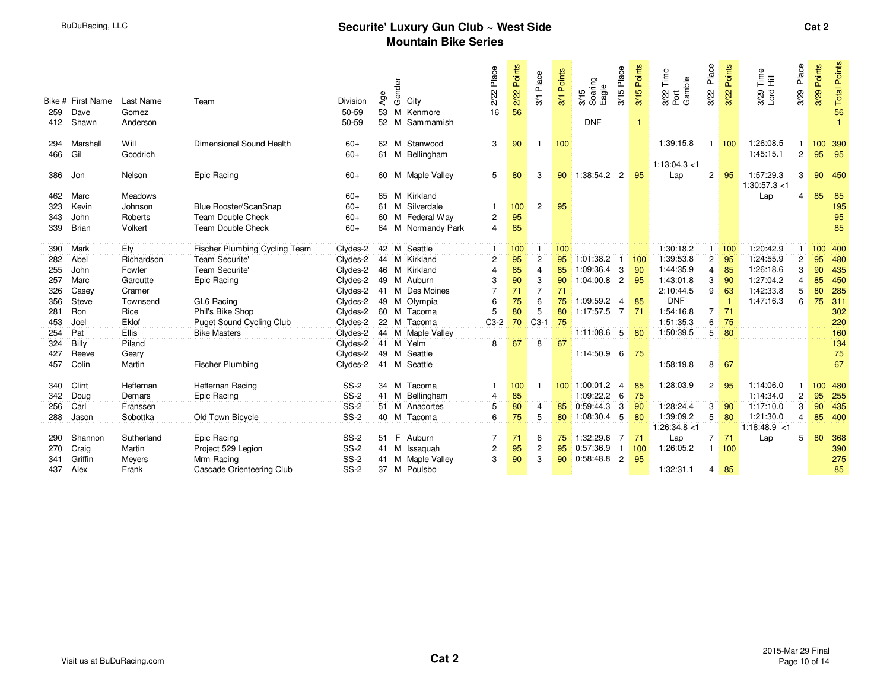BuDuRacing, LLC

# Securite' Luxury Gun Club ~ West Side Mountain Bike Series

**Cat 2**

| Bike # | First Name | Last Name | Team | Division | Age | Gender | City | 2/22 Place | 2/22 Points | 3/1 Place | 3/1 Points | 3/15 Soaring Eagle | 3/15 Place | 3/15 Points | 3/22 Time Port Gamble | 3/22 Place | 3/22 Points | 3/29 Time Lord Hill | 3/29 Place | 3/29 Points | Total Points |
|---|---|---|---|---|---|---|---|---|---|---|---|---|---|---|---|---|---|---|---|---|---|
| 259 | Dave | Gomez | | 50-59 | 53 | M | Kenmore | 16 | 56 | | | | | | | | | | | | 56 |
| 412 | Shawn | Anderson | | 50-59 | 52 | M | Sammamish | | | | | DNF | | 1 | | | | | | | 1 |
| 294 | Marshall | Will | Dimensional Sound Health | 60+ | 62 | M | Stanwood | 3 | 90 | 1 | 100 | | | | 1:39:15.8 | 1 | 100 | 1:26:08.5 | 1 | 100 | 390 |
| 466 | Gil | Goodrich | | 60+ | 61 | M | Bellingham | | | | | | | | | | | 1:45:15.1 | 2 | 95 | 95 |
| 386 | Jon | Nelson | Epic Racing | 60+ | 60 | M | Maple Valley | 5 | 80 | 3 | 90 | 1:38:54.2 | 2 | 95 | 1:13:04.3 <1 Lap | 2 | 95 | 1:57:29.3 | 3 | 90 | 450 |
| 462 | Marc | Meadows | | 60+ | 65 | M | Kirkland | | | | | | | | | | | 1:30:57.3 <1 Lap | 4 | 85 | 85 |
| 323 | Kevin | Johnson | Blue Rooster/ScanSnap | 60+ | 61 | M | Silverdale | 1 | 100 | 2 | 95 | | | | | | | | | | 195 |
| 343 | John | Roberts | Team Double Check | 60+ | 60 | M | Federal Way | 2 | 95 | | | | | | | | | | | | 95 |
| 339 | Brian | Volkert | Team Double Check | 60+ | 64 | M | Normandy Park | 4 | 85 | | | | | | | | | | | | 85 |
| 390 | Mark | Ely | Fischer Plumbing Cycling Team | Clydes-2 | 42 | M | Seattle | 1 | 100 | 1 | 100 | | | | 1:30:18.2 | 1 | 100 | 1:20:42.9 | 1 | 100 | 400 |
| 282 | Abel | Richardson | Team Securite' | Clydes-2 | 44 | M | Kirkland | 2 | 95 | 2 | 95 | 1:01:38.2 | 1 | 100 | 1:39:53.8 | 2 | 95 | 1:24:55.9 | 2 | 95 | 480 |
| 255 | John | Fowler | Team Securite' | Clydes-2 | 46 | M | Kirkland | 4 | 85 | 4 | 85 | 1:09:36.4 | 3 | 90 | 1:44:35.9 | 4 | 85 | 1:26:18.6 | 3 | 90 | 435 |
| 257 | Marc | Garoutte | Epic Racing | Clydes-2 | 49 | M | Auburn | 3 | 90 | 3 | 90 | 1:04:00.8 | 2 | 95 | 1:43:01.8 | 3 | 90 | 1:27:04.2 | 4 | 85 | 450 |
| 326 | Casey | Cramer | | Clydes-2 | 41 | M | Des Moines | 7 | 71 | 7 | 71 | | | | 2:10:44.5 | 9 | 63 | 1:42:33.8 | 5 | 80 | 285 |
| 356 | Steve | Townsend | GL6 Racing | Clydes-2 | 49 | M | Olympia | 6 | 75 | 6 | 75 | 1:09:59.2 | 4 | 85 | DNF | | 1 | 1:47:16.3 | 6 | 75 | 311 |
| 281 | Ron | Rice | Phil's Bike Shop | Clydes-2 | 60 | M | Tacoma | 5 | 80 | 5 | 80 | 1:17:57.5 | 7 | 71 | 1:54:16.8 | 7 | 71 | | | | 302 |
| 453 | Joel | Eklof | Puget Sound Cycling Club | Clydes-2 | 22 | M | Tacoma | C3-2 | 70 | C3-1 | 75 | | | | 1:51:35.3 | 6 | 75 | | | | 220 |
| 254 | Pat | Ellis | Bike Masters | Clydes-2 | 44 | M | Maple Valley | | | | | 1:11:08.6 | 5 | 80 | 1:50:39.5 | 5 | 80 | | | | 160 |
| 324 | Billy | Piland | | Clydes-2 | 41 | M | Yelm | 8 | 67 | 8 | 67 | | | | | | | | | | 134 |
| 427 | Reeve | Geary | | Clydes-2 | 49 | M | Seattle | | | | | 1:14:50.9 | 6 | 75 | | | | | | | 75 |
| 457 | Colin | Martin | Fischer Plumbing | Clydes-2 | 41 | M | Seattle | | | | | | | | 1:58:19.8 | 8 | 67 | | | | 67 |
| 340 | Clint | Heffernan | Heffernan Racing | SS-2 | 34 | M | Tacoma | 1 | 100 | 1 | 100 | 1:00:01.2 | 4 | 85 | 1:28:03.9 | 2 | 95 | 1:14:06.0 | 1 | 100 | 480 |
| 342 | Doug | Demars | Epic Racing | SS-2 | 41 | M | Bellingham | 4 | 85 | | | 1:09:22.2 | 6 | 75 | | | | 1:14:34.0 | 2 | 95 | 255 |
| 256 | Carl | Franssen | | SS-2 | 51 | M | Anacortes | 5 | 80 | 4 | 85 | 0:59:44.3 | 3 | 90 | 1:28:24.4 | 3 | 90 | 1:17:10.0 | 3 | 90 | 435 |
| 288 | Jason | Sobottka | Old Town Bicycle | SS-2 | 40 | M | Tacoma | 6 | 75 | 5 | 80 | 1:08:30.4 | 5 | 80 | 1:39:09.2 | 5 | 80 | 1:21:30.0 | 4 | 85 | 400 |
| 290 | Shannon | Sutherland | Epic Racing | SS-2 | 51 | F | Auburn | 7 | 71 | 6 | 75 | 1:32:29.6 | 7 | 71 | 1:26:34.8 <1 Lap | 7 | 71 | 1:18:48.9 <1 Lap | 5 | 80 | 368 |
| 270 | Craig | Martin | Project 529 Legion | SS-2 | 41 | M | Issaquah | 2 | 95 | 2 | 95 | 0:57:36.9 | 1 | 100 | 1:26:05.2 | 1 | 100 | | | | 390 |
| 341 | Griffin | Meyers | Mrm Racing | SS-2 | 41 | M | Maple Valley | 3 | 90 | 3 | 90 | 0:58:48.8 | 2 | 95 | | | | | | | 275 |
| 437 | Alex | Frank | Cascade Orienteering Club | SS-2 | 37 | M | Poulsbo | | | | | | | | 1:32:31.1 | 4 | 85 | | | | 85 |

Visit us at BuDuRacing.com

**Cat 2**

2015-Mar 29 Final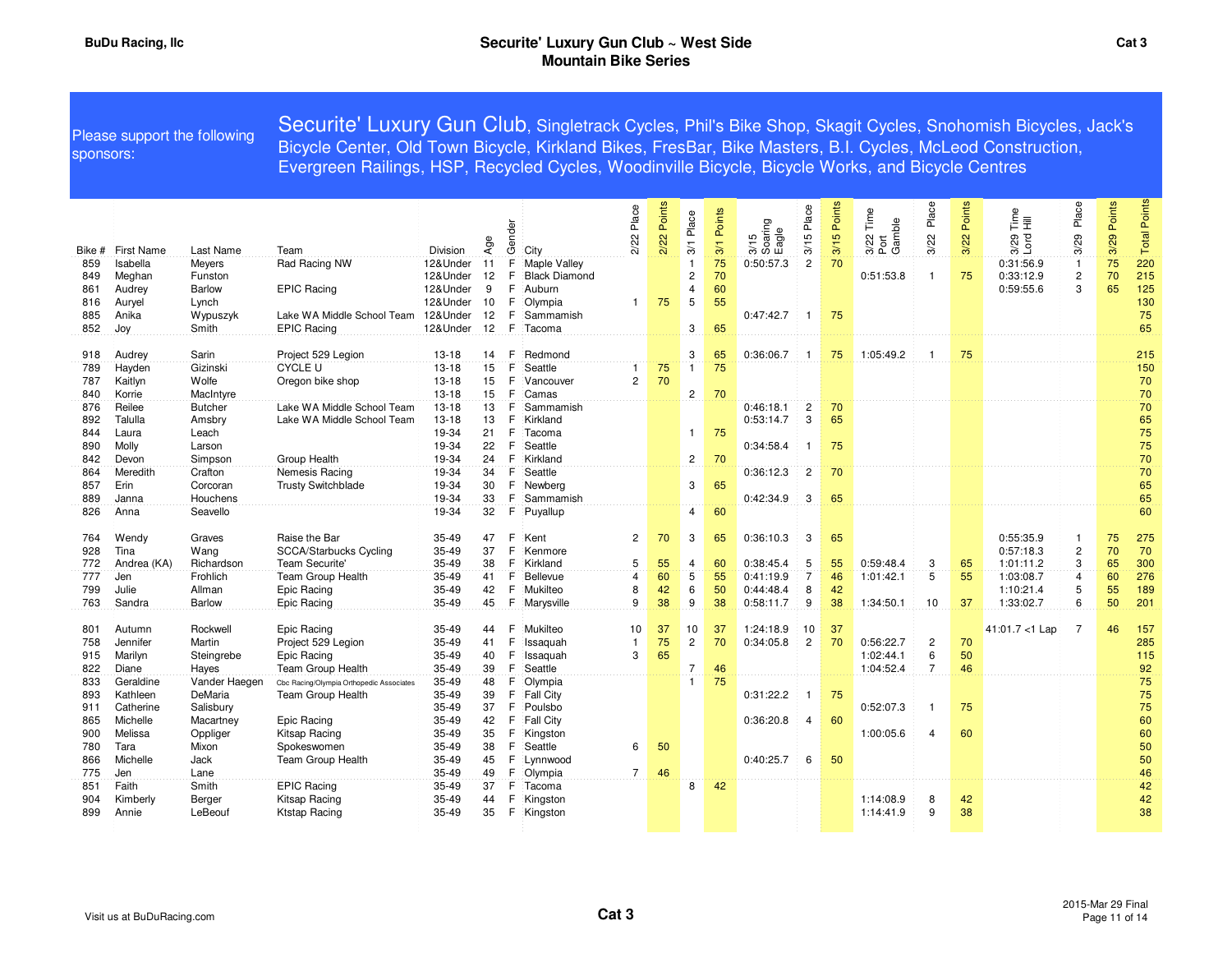# Securite' Luxury Gun Club ~ West Side Mountain Bike Series

BuDu Racing, llc

Cat 3

Please support the following sponsors:

**Securite' Luxury Gun Club**, Singletrack Cycles, Phil's Bike Shop, Skagit Cycles, Snohomish Bicycles, Jack's Bicycle Center, Old Town Bicycle, Kirkland Bikes, FresBar, Bike Masters, B.I. Cycles, McLeod Construction, Evergreen Railings, HSP, Recycled Cycles, Woodinville Bicycle, Bicycle Works, and Bicycle Centres

| Bike # | First Name | Last Name | Team | Division | Age | Gender | City | 2/22 Place | 2/22 Points | 3/1 Place | 3/1 Points | 3/15 Soaring Eagle | 3/15 Place | 3/15 Points | 3/22 Time Port Gamble | 3/22 Place | 3/22 Points | 3/29 Time Lord Hill | 3/29 Place | 3/29 Points | Total Points |
|---|---|---|---|---|---|---|---|---|---|---|---|---|---|---|---|---|---|---|---|---|---|
| 859 | Isabella | Meyers | Rad Racing NW | 12&Under | 11 | F | Maple Valley | | | 1 | 75 | 0:50:57.3 | 2 | 70 | | | | 0:31:56.9 | 1 | 75 | 220 |
| 849 | Meghan | Funston | | 12&Under | 12 | F | Black Diamond | | | 2 | 70 | | | | 0:51:53.8 | 1 | 75 | 0:33:12.9 | 2 | 70 | 215 |
| 861 | Audrey | Barlow | EPIC Racing | 12&Under | 9 | F | Auburn | | | 4 | 60 | | | | | | | 0:59:55.6 | 3 | 65 | 125 |
| 816 | Auryel | Lynch | | 12&Under | 10 | F | Olympia | 1 | 75 | 5 | 55 | | | | | | | | | | 130 |
| 885 | Anika | Wypuszyk | Lake WA Middle School Team | 12&Under | 12 | F | Sammamish | | | | | 0:47:42.7 | 1 | 75 | | | | | | | 75 |
| 852 | Joy | Smith | EPIC Racing | 12&Under | 12 | F | Tacoma | | | 3 | 65 | | | | | | | | | | 65 |
| | | | | | | | | | | | | | | | | | | | | | |
| 918 | Audrey | Sarin | Project 529 Legion | 13-18 | 14 | F | Redmond | | | 3 | 65 | 0:36:06.7 | 1 | 75 | 1:05:49.2 | 1 | 75 | | | | 215 |
| 789 | Hayden | Gizinski | CYCLE U | 13-18 | 15 | F | Seattle | 1 | 75 | 1 | 75 | | | | | | | | | | 150 |
| 787 | Kaitlyn | Wolfe | Oregon bike shop | 13-18 | 15 | F | Vancouver | 2 | 70 | | | | | | | | | | | | 70 |
| 840 | Korrie | MacIntyre | | 13-18 | 15 | F | Camas | | | 2 | 70 | | | | | | | | | | 70 |
| 876 | Reilee | Butcher | Lake WA Middle School Team | 13-18 | 13 | F | Sammamish | | | | | 0:46:18.1 | 2 | 70 | | | | | | | 70 |
| 892 | Talulla | Amsbry | Lake WA Middle School Team | 13-18 | 13 | F | Kirkland | | | | | 0:53:14.7 | 3 | 65 | | | | | | | 65 |
| 844 | Laura | Leach | | 19-34 | 21 | F | Tacoma | | | 1 | 75 | | | | | | | | | | 75 |
| 890 | Molly | Larson | | 19-34 | 22 | F | Seattle | | | | | 0:34:58.4 | 1 | 75 | | | | | | | 75 |
| 842 | Devon | Simpson | Group Health | 19-34 | 24 | F | Kirkland | | | 2 | 70 | | | | | | | | | | 70 |
| 864 | Meredith | Crafton | Nemesis Racing | 19-34 | 34 | F | Seattle | | | | | 0:36:12.3 | 2 | 70 | | | | | | | 70 |
| 857 | Erin | Corcoran | Trusty Switchblade | 19-34 | 30 | F | Newberg | | | 3 | 65 | | | | | | | | | | 65 |
| 889 | Janna | Houchens | | 19-34 | 33 | F | Sammamish | | | | | 0:42:34.9 | 3 | 65 | | | | | | | 65 |
| 826 | Anna | Seavello | | 19-34 | 32 | F | Puyallup | | | 4 | 60 | | | | | | | | | | 60 |
| | | | | | | | | | | | | | | | | | | | | | |
| 764 | Wendy | Graves | Raise the Bar | 35-49 | 47 | F | Kent | 2 | 70 | 3 | 65 | 0:36:10.3 | 3 | 65 | | | | 0:55:35.9 | 1 | 75 | 275 |
| 928 | Tina | Wang | SCCA/Starbucks Cycling | 35-49 | 37 | F | Kenmore | | | | | | | | | | | 0:57:18.3 | 2 | 70 | 70 |
| 772 | Andrea (KA) | Richardson | Team Securite' | 35-49 | 38 | F | Kirkland | 5 | 55 | 4 | 60 | 0:38:45.4 | 5 | 55 | 0:59:48.4 | 3 | 65 | 1:01:11.2 | 3 | 65 | 300 |
| 777 | Jen | Frohlich | Team Group Health | 35-49 | 41 | F | Bellevue | 4 | 60 | 5 | 55 | 0:41:19.9 | 7 | 46 | 1:01:42.1 | 5 | 55 | 1:03:08.7 | 4 | 60 | 276 |
| 799 | Julie | Allman | Epic Racing | 35-49 | 42 | F | Mukilteo | 8 | 42 | 6 | 50 | 0:44:48.4 | 8 | 42 | | | | 1:10:21.4 | 5 | 55 | 189 |
| 763 | Sandra | Barlow | Epic Racing | 35-49 | 45 | F | Marysville | 9 | 38 | 9 | 38 | 0:58:11.7 | 9 | 38 | 1:34:50.1 | 10 | 37 | 1:33:02.7 | 6 | 50 | 201 |
| | | | | | | | | | | | | | | | | | | | | | |
| 801 | Autumn | Rockwell | Epic Racing | 35-49 | 44 | F | Mukilteo | 10 | 37 | 10 | 37 | 1:24:18.9 | 10 | 37 | | | | 41:01.7 <1 Lap | 7 | 46 | 157 |
| 758 | Jennifer | Martin | Project 529 Legion | 35-49 | 41 | F | Issaquah | 1 | 75 | 2 | 70 | 0:34:05.8 | 2 | 70 | 0:56:22.7 | 2 | 70 | | | | 285 |
| 915 | Marilyn | Steingrebe | Epic Racing | 35-49 | 40 | F | Issaquah | 3 | 65 | | | | | | 1:02:44.1 | 6 | 50 | | | | 115 |
| 822 | Diane | Hayes | Team Group Health | 35-49 | 39 | F | Seattle | | | 7 | 46 | | | | 1:04:52.4 | 7 | 46 | | | | 92 |
| 833 | Geraldine | Vander Haegen | Cbc Racing/Olympia Orthopedic Associates | 35-49 | 48 | F | Olympia | | | 1 | 75 | | | | | | | | | | 75 |
| 893 | Kathleen | DeMaria | Team Group Health | 35-49 | 39 | F | Fall City | | | | | 0:31:22.2 | 1 | 75 | | | | | | | 75 |
| 911 | Catherine | Salisbury | | 35-49 | 37 | F | Poulsbo | | | | | | | | 0:52:07.3 | 1 | 75 | | | | 75 |
| 865 | Michelle | Macartney | Epic Racing | 35-49 | 42 | F | Fall City | | | | | 0:36:20.8 | 4 | 60 | | | | | | | 60 |
| 900 | Melissa | Oppliger | Kitsap Racing | 35-49 | 35 | F | Kingston | | | | | | | | 1:00:05.6 | 4 | 60 | | | | 60 |
| 780 | Tara | Mixon | Spokeswomen | 35-49 | 38 | F | Seattle | 6 | 50 | | | | | | | | | | | | 50 |
| 866 | Michelle | Jack | Team Group Health | 35-49 | 45 | F | Lynnwood | | | | | 0:40:25.7 | 6 | 50 | | | | | | | 50 |
| 775 | Jen | Lane | | 35-49 | 49 | F | Olympia | 7 | 46 | | | | | | | | | | | | 46 |
| 851 | Faith | Smith | EPIC Racing | 35-49 | 37 | F | Tacoma | | | 8 | 42 | | | | | | | | | | 42 |
| 904 | Kimberly | Berger | Kitsap Racing | 35-49 | 44 | F | Kingston | | | | | | | | 1:14:08.9 | 8 | 42 | | | | 42 |
| 899 | Annie | LeBeouf | Ktstap Racing | 35-49 | 35 | F | Kingston | | | | | | | | 1:14:41.9 | 9 | 38 | | | | 38 |

Visit us at BuDuRacing.com

Cat 3

2015-Mar 29 Final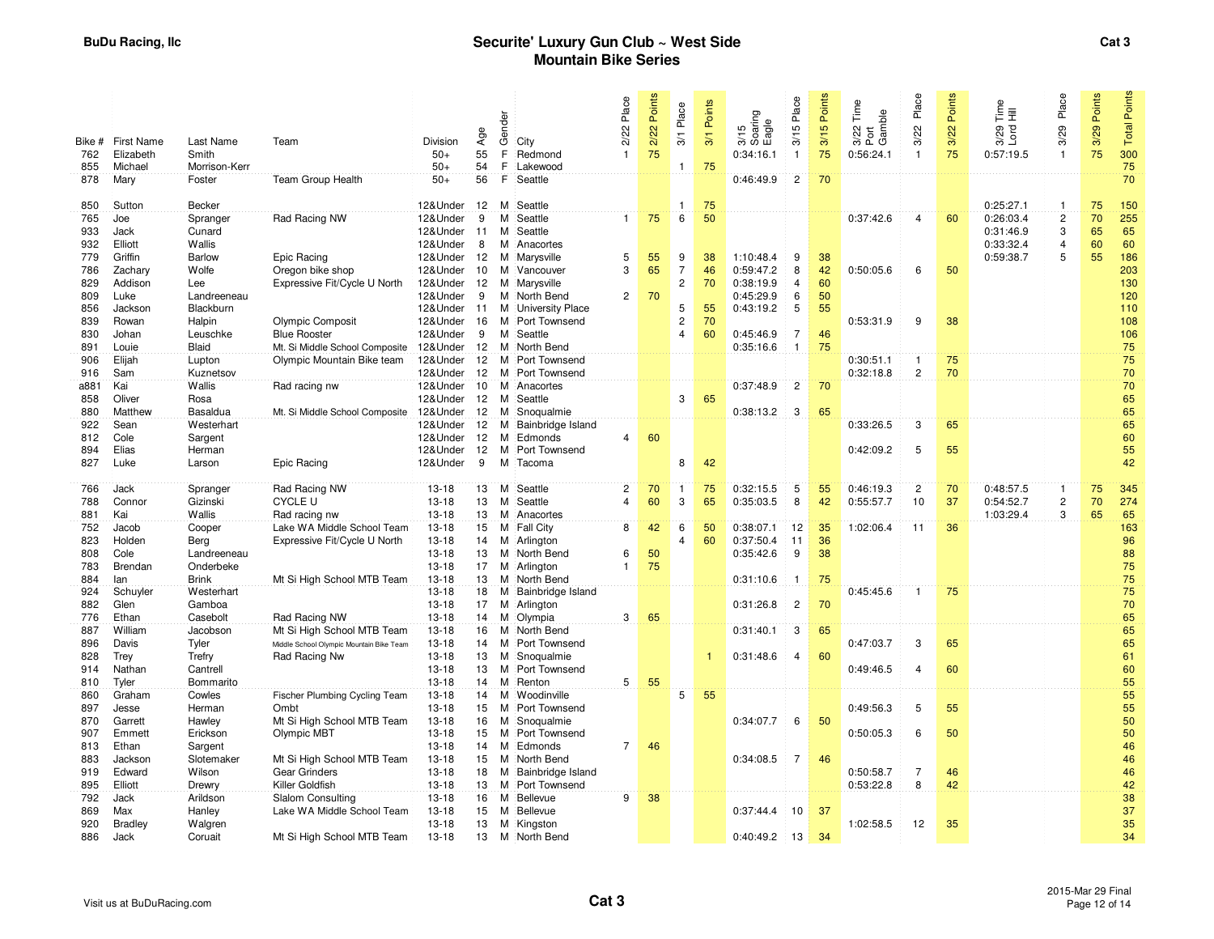# Securite' Luxury Gun Club ~ West Side Mountain Bike Series

BuDu Racing, llc

Cat 3

| Bike # | First Name | Last Name | Team | Division | Age | Gender | City | 2/22 Place | 2/22 Points | 3/1 Place | 3/1 Points | 3/15 Soaring Eagle | 3/15 Place | 3/15 Points | 3/22 Time Port Gamble | 3/22 Place | 3/22 Points | 3/29 Time Lord Hill | 3/29 Place | 3/29 Points | Total Points |
|---|---|---|---|---|---|---|---|---|---|---|---|---|---|---|---|---|---|---|---|---|---|
| 762 | Elizabeth | Smith | | 50+ | 55 | F | Redmond | 1 | 75 | | | 0:34:16.1 | 1 | 75 | 0:56:24.1 | 1 | 75 | 0:57:19.5 | 1 | 75 | 300 |
| 855 | Michael | Morrison-Kerr | | 50+ | 54 | F | Lakewood | | | 1 | 75 | | | | | | | | | | 75 |
| 878 | Mary | Foster | Team Group Health | 50+ | 56 | F | Seattle | | | | | 0:46:49.9 | 2 | 70 | | | | | | | 70 |
| 850 | Sutton | Becker | | 12&Under | 12 | M | Seattle | | | 1 | 75 | | | | | | | 0:25:27.1 | 1 | 75 | 150 |
| 765 | Joe | Spranger | Rad Racing NW | 12&Under | 9 | M | Seattle | 1 | 75 | 6 | 50 | | | | 0:37:42.6 | 4 | 60 | 0:26:03.4 | 2 | 70 | 255 |
| 933 | Jack | Cunard | | 12&Under | 11 | M | Seattle | | | | | | | | | | | 0:31:46.9 | 3 | 65 | 65 |
| 932 | Elliott | Wallis | | 12&Under | 8 | M | Anacortes | | | | | | | | | | | 0:33:32.4 | 4 | 60 | 60 |
| 779 | Griffin | Barlow | Epic Racing | 12&Under | 12 | M | Marysville | 5 | 55 | 9 | 38 | 1:10:48.4 | 9 | 38 | | | | 0:59:38.7 | 5 | 55 | 186 |
| 786 | Zachary | Wolfe | Oregon bike shop | 12&Under | 10 | M | Vancouver | 3 | 65 | 7 | 46 | 0:59:47.2 | 8 | 42 | 0:50:05.6 | 6 | 50 | | | | 203 |
| 829 | Addison | Lee | Expressive Fit/Cycle U North | 12&Under | 12 | M | Marysville | | | 2 | 70 | 0:38:19.9 | 4 | 60 | | | | | | | 130 |
| 809 | Luke | Landreeneau | | 12&Under | 9 | M | North Bend | 2 | 70 | | | 0:45:29.9 | 6 | 50 | | | | | | | 120 |
| 856 | Jackson | Blackburn | | 12&Under | 11 | M | University Place | | | 5 | 55 | 0:43:19.2 | 5 | 55 | | | | | | | 110 |
| 839 | Rowan | Halpin | Olympic Composit | 12&Under | 16 | M | Port Townsend | | | 2 | 70 | | | | 0:53:31.9 | 9 | 38 | | | | 108 |
| 830 | Johan | Leuschke | Blue Rooster | 12&Under | 9 | M | Seattle | | | 4 | 60 | 0:45:46.9 | 7 | 46 | | | | | | | 106 |
| 891 | Louie | Blaid | Mt. Si Middle School Composite | 12&Under | 12 | M | North Bend | | | | | 0:35:16.6 | 1 | 75 | | | | | | | 75 |
| 906 | Elijah | Lupton | Olympic Mountain Bike team | 12&Under | 12 | M | Port Townsend | | | | | | | | 0:30:51.1 | 1 | 75 | | | | 75 |
| 916 | Sam | Kuznetsov | | 12&Under | 12 | M | Port Townsend | | | | | | | | 0:32:18.8 | 2 | 70 | | | | 70 |
| a881 | Kai | Wallis | Rad racing nw | 12&Under | 10 | M | Anacortes | | | | | 0:37:48.9 | 2 | 70 | | | | | | | 70 |
| 858 | Oliver | Rosa | | 12&Under | 12 | M | Seattle | | | 3 | 65 | | | | | | | | | | 65 |
| 880 | Matthew | Basaldua | Mt. Si Middle School Composite | 12&Under | 12 | M | Snoqualmie | | | | | 0:38:13.2 | 3 | 65 | | | | | | | 65 |
| 922 | Sean | Westerhart | | 12&Under | 12 | M | Bainbridge Island | | | | | | | | 0:33:26.5 | 3 | 65 | | | | 65 |
| 812 | Cole | Sargent | | 12&Under | 12 | M | Edmonds | 4 | 60 | | | | | | | | | | | | 60 |
| 894 | Elias | Herman | | 12&Under | 12 | M | Port Townsend | | | | | | | | 0:42:09.2 | 5 | 55 | | | | 55 |
| 827 | Luke | Larson | Epic Racing | 12&Under | 9 | M | Tacoma | | | 8 | 42 | | | | | | | | | | 42 |
| 766 | Jack | Spranger | Rad Racing NW | 13-18 | 13 | M | Seattle | 2 | 70 | 1 | 75 | 0:32:15.5 | 5 | 55 | 0:46:19.3 | 2 | 70 | 0:48:57.5 | 1 | 75 | 345 |
| 788 | Connor | Gizinski | CYCLE U | 13-18 | 13 | M | Seattle | 4 | 60 | 3 | 65 | 0:35:03.5 | 8 | 42 | 0:55:57.7 | 10 | 37 | 0:54:52.7 | 2 | 70 | 274 |
| 881 | Kai | Wallis | Rad racing nw | 13-18 | 13 | M | Anacortes | | | | | | | | | | | 1:03:29.4 | 3 | 65 | 65 |
| 752 | Jacob | Cooper | Lake WA Middle School Team | 13-18 | 15 | M | Fall City | 8 | 42 | 6 | 50 | 0:38:07.1 | 12 | 35 | 1:02:06.4 | 11 | 36 | | | | 163 |
| 823 | Holden | Berg | Expressive Fit/Cycle U North | 13-18 | 14 | M | Arlington | | | 4 | 60 | 0:37:50.4 | 11 | 36 | | | | | | | 96 |
| 808 | Cole | Landreeneau | | 13-18 | 13 | M | North Bend | 6 | 50 | | | 0:35:42.6 | 9 | 38 | | | | | | | 88 |
| 783 | Brendan | Onderbeke | | 13-18 | 17 | M | Arlington | 1 | 75 | | | | | | | | | | | | 75 |
| 884 | Ian | Brink | Mt Si High School MTB Team | 13-18 | 13 | M | North Bend | | | | | 0:31:10.6 | 1 | 75 | | | | | | | 75 |
| 924 | Schuyler | Westerhart | | 13-18 | 18 | M | Bainbridge Island | | | | | | | | 0:45:45.6 | 1 | 75 | | | | 75 |
| 882 | Glen | Gamboa | | 13-18 | 17 | M | Arlington | | | | | 0:31:26.8 | 2 | 70 | | | | | | | 70 |
| 776 | Ethan | Casebolt | Rad Racing NW | 13-18 | 14 | M | Olympia | 3 | 65 | | | | | | | | | | | | 65 |
| 887 | William | Jacobson | Mt Si High School MTB Team | 13-18 | 16 | M | North Bend | | | | | 0:31:40.1 | 3 | 65 | | | | | | | 65 |
| 896 | Davis | Tyler | Middle School Olympic Mountain Bike Team | 13-18 | 14 | M | Port Townsend | | | | | | | | 0:47:03.7 | 3 | 65 | | | | 65 |
| 828 | Trey | Trefry | Rad Racing Nw | 13-18 | 13 | M | Snoqualmie | | | | 1 | 0:31:48.6 | 4 | 60 | | | | | | | 61 |
| 914 | Nathan | Cantrell | | 13-18 | 13 | M | Port Townsend | | | | | | | | 0:49:46.5 | 4 | 60 | | | | 60 |
| 810 | Tyler | Bommarito | | 13-18 | 14 | M | Renton | 5 | 55 | | | | | | | | | | | | 55 |
| 860 | Graham | Cowles | Fischer Plumbing Cycling Team | 13-18 | 14 | M | Woodinville | | | 5 | 55 | | | | | | | | | | 55 |
| 897 | Jesse | Herman | Ombt | 13-18 | 15 | M | Port Townsend | | | | | | | | 0:49:56.3 | 5 | 55 | | | | 55 |
| 870 | Garrett | Hawley | Mt Si High School MTB Team | 13-18 | 16 | M | Snoqualmie | | | | | 0:34:07.7 | 6 | 50 | | | | | | | 50 |
| 907 | Emmett | Erickson | Olympic MBT | 13-18 | 15 | M | Port Townsend | | | | | | | | 0:50:05.3 | 6 | 50 | | | | 50 |
| 813 | Ethan | Sargent | | 13-18 | 14 | M | Edmonds | 7 | 46 | | | | | | | | | | | | 46 |
| 883 | Jackson | Slotemaker | Mt Si High School MTB Team | 13-18 | 15 | M | North Bend | | | | | 0:34:08.5 | 7 | 46 | | | | | | | 46 |
| 919 | Edward | Wilson | Gear Grinders | 13-18 | 18 | M | Bainbridge Island | | | | | | | | 0:50:58.7 | 7 | 46 | | | | 46 |
| 895 | Elliott | Drewry | Killer Goldfish | 13-18 | 13 | M | Port Townsend | | | | | | | | 0:53:22.8 | 8 | 42 | | | | 42 |
| 792 | Jack | Arildson | Slalom Consulting | 13-18 | 16 | M | Bellevue | 9 | 38 | | | | | | | | | | | | 38 |
| 869 | Max | Hanley | Lake WA Middle School Team | 13-18 | 15 | M | Bellevue | | | | | 0:37:44.4 | 10 | 37 | | | | | | | 37 |
| 920 | Bradley | Walgren | | 13-18 | 13 | M | Kingston | | | | | | | | 1:02:58.5 | 12 | 35 | | | | 35 |
| 886 | Jack | Coruait | Mt Si High School MTB Team | 13-18 | 13 | M | North Bend | | | | | 0:40:49.2 | 13 | 34 | | | | | | | 34 |

Visit us at BuDuRacing.com

2015-Mar 29 Final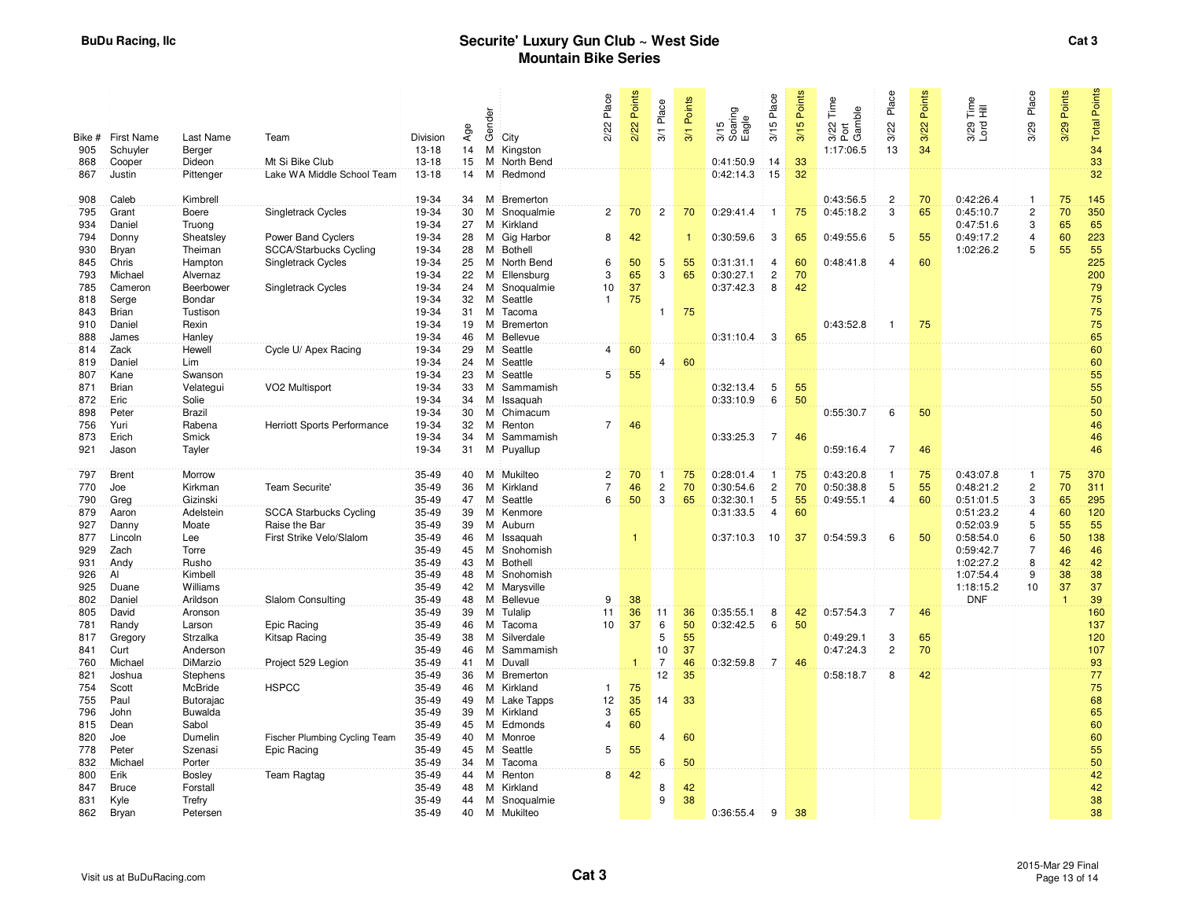# Securite' Luxury Gun Club ~ West Side Mountain Bike Series

## Cat 3

| Bike # | First Name | Last Name | Team | Division | Age | Gender | City | 2/22 Place | 2/22 Points | 3/1 Place | 3/1 Points | 3/15 Soaring Eagle | 3/15 Place | 3/15 Points | 3/22 Time Port Gamble | 3/22 Place | 3/22 Points | 3/29 Time Lord Hill | 3/29 Place | 3/29 Points | Total Points |
|---|---|---|---|---|---|---|---|---|---|---|---|---|---|---|---|---|---|---|---|---|---|
| 905 | Schuyler | Berger | | 13-18 | 14 | M | Kingston | | | | | | | | 1:17:06.5 | 13 | 34 | | | | 34 |
| 868 | Cooper | Dideon | Mt Si Bike Club | 13-18 | 15 | M | North Bend | | | | | 0:41:50.9 | 14 | 33 | | | | | | | 33 |
| 867 | Justin | Pittenger | Lake WA Middle School Team | 13-18 | 14 | M | Redmond | | | | | 0:42:14.3 | 15 | 32 | | | | | | | 32 |
| 908 | Caleb | Kimbrell | | 19-34 | 34 | M | Bremerton | | | | | | | | 0:43:56.5 | 2 | 70 | 0:42:26.4 | 1 | 75 | 145 |
| 795 | Grant | Boere | Singletrack Cycles | 19-34 | 30 | M | Snoqualmie | 2 | 70 | 2 | 70 | 0:29:41.4 | 1 | 75 | 0:45:18.2 | 3 | 65 | 0:45:10.7 | 2 | 70 | 350 |
| 934 | Daniel | Truong | | 19-34 | 27 | M | Kirkland | | | | | | | | | | | 0:47:51.6 | 3 | 65 | 65 |
| 794 | Donny | Sheatsley | Power Band Cyclers | 19-34 | 28 | M | Gig Harbor | 8 | 42 | | 1 | 0:30:59.6 | 3 | 65 | 0:49:55.6 | 5 | 55 | 0:49:17.2 | 4 | 60 | 223 |
| 930 | Bryan | Theiman | SCCA/Starbucks Cycling | 19-34 | 28 | M | Bothell | | | | | | | | | | | 1:02:26.2 | 5 | 55 | 55 |
| 845 | Chris | Hampton | Singletrack Cycles | 19-34 | 25 | M | North Bend | 6 | 50 | 5 | 55 | 0:31:31.1 | 4 | 60 | 0:48:41.8 | 4 | 60 | | | | 225 |
| 793 | Michael | Alvernaz | | 19-34 | 22 | M | Ellensburg | 3 | 65 | 3 | 65 | 0:30:27.1 | 2 | 70 | | | | | | | 200 |
| 785 | Cameron | Beerbower | Singletrack Cycles | 19-34 | 24 | M | Snoqualmie | 10 | 37 | | | 0:37:42.3 | 8 | 42 | | | | | | | 79 |
| 818 | Serge | Bondar | | 19-34 | 32 | M | Seattle | 1 | 75 | | | | | | | | | | | | 75 |
| 843 | Brian | Tustison | | 19-34 | 31 | M | Tacoma | | | 1 | 75 | | | | | | | | | | 75 |
| 910 | Daniel | Rexin | | 19-34 | 19 | M | Bremerton | | | | | | | | 0:43:52.8 | 1 | 75 | | | | 75 |
| 888 | James | Hanley | | 19-34 | 46 | M | Bellevue | | | | | 0:31:10.4 | 3 | 65 | | | | | | | 65 |
| 814 | Zack | Hewell | Cycle U/ Apex Racing | 19-34 | 29 | M | Seattle | 4 | 60 | | | | | | | | | | | | 60 |
| 819 | Daniel | Lim | | 19-34 | 24 | M | Seattle | | | 4 | 60 | | | | | | | | | | 60 |
| 807 | Kane | Swanson | | 19-34 | 23 | M | Seattle | 5 | 55 | | | | | | | | | | | | 55 |
| 871 | Brian | Velategui | VO2 Multisport | 19-34 | 33 | M | Sammamish | | | | | 0:32:13.4 | 5 | 55 | | | | | | | 55 |
| 872 | Eric | Solie | | 19-34 | 34 | M | Issaquah | | | | | 0:33:10.9 | 6 | 50 | | | | | | | 50 |
| 898 | Peter | Brazil | | 19-34 | 30 | M | Chimacum | | | | | | | | 0:55:30.7 | 6 | 50 | | | | 50 |
| 756 | Yuri | Rabena | Herriott Sports Performance | 19-34 | 32 | M | Renton | 7 | 46 | | | | | | | | | | | | 46 |
| 873 | Erich | Smick | | 19-34 | 34 | M | Sammamish | | | | | 0:33:25.3 | 7 | 46 | | | | | | | 46 |
| 921 | Jason | Tayler | | 19-34 | 31 | M | Puyallup | | | | | | | | 0:59:16.4 | 7 | 46 | | | | 46 |
| 797 | Brent | Morrow | | 35-49 | 40 | M | Mukilteo | 2 | 70 | 1 | 75 | 0:28:01.4 | 1 | 75 | 0:43:20.8 | 1 | 75 | 0:43:07.8 | 1 | 75 | 370 |
| 770 | Joe | Kirkman | Team Securite' | 35-49 | 36 | M | Kirkland | 7 | 46 | 2 | 70 | 0:30:54.6 | 2 | 70 | 0:50:38.8 | 5 | 55 | 0:48:21.2 | 2 | 70 | 311 |
| 790 | Greg | Gizinski | | 35-49 | 47 | M | Seattle | 6 | 50 | 3 | 65 | 0:32:30.1 | 5 | 55 | 0:49:55.1 | 4 | 60 | 0:51:01.5 | 3 | 65 | 295 |
| 879 | Aaron | Adelstein | SCCA Starbucks Cycling | 35-49 | 39 | M | Kenmore | | | | | 0:31:33.5 | 4 | 60 | | | | 0:51:23.2 | 4 | 60 | 120 |
| 927 | Danny | Moate | Raise the Bar | 35-49 | 39 | M | Auburn | | | | | | | | | | | 0:52:03.9 | 5 | 55 | 55 |
| 877 | Lincoln | Lee | First Strike Velo/Slalom | 35-49 | 46 | M | Issaquah | | 1 | | | 0:37:10.3 | 10 | 37 | 0:54:59.3 | 6 | 50 | 0:58:54.0 | 6 | 50 | 138 |
| 929 | Zach | Torre | | 35-49 | 45 | M | Snohomish | | | | | | | | | | | 0:59:42.7 | 7 | 46 | 46 |
| 931 | Andy | Rusho | | 35-49 | 43 | M | Bothell | | | | | | | | | | | 1:02:27.2 | 8 | 42 | 42 |
| 926 | Al | Kimbell | | 35-49 | 48 | M | Snohomish | | | | | | | | | | | 1:07:54.4 | 9 | 38 | 38 |
| 925 | Duane | Williams | | 35-49 | 42 | M | Marysville | | | | | | | | | | | 1:18:15.2 | 10 | 37 | 37 |
| 802 | Daniel | Arildson | Slalom Consulting | 35-49 | 48 | M | Bellevue | 9 | 38 | | | | | | | | | DNF | | 1 | 39 |
| 805 | David | Aronson | | 35-49 | 39 | M | Tulalip | 11 | 36 | 11 | 36 | 0:35:55.1 | 8 | 42 | 0:57:54.3 | 7 | 46 | | | | 160 |
| 781 | Randy | Larson | Epic Racing | 35-49 | 46 | M | Tacoma | 10 | 37 | 6 | 50 | 0:32:42.5 | 6 | 50 | | | | | | | 137 |
| 817 | Gregory | Strzalka | Kitsap Racing | 35-49 | 38 | M | Silverdale | | | 5 | 55 | | | | 0:49:29.1 | 3 | 65 | | | | 120 |
| 841 | Curt | Anderson | | 35-49 | 46 | M | Sammamish | | | 10 | 37 | | | | 0:47:24.3 | 2 | 70 | | | | 107 |
| 760 | Michael | DiMarzio | Project 529 Legion | 35-49 | 41 | M | Duvall | | 1 | 7 | 46 | 0:32:59.8 | 7 | 46 | | | | | | | 93 |
| 821 | Joshua | Stephens | | 35-49 | 36 | M | Bremerton | | | 12 | 35 | | | | 0:58:18.7 | 8 | 42 | | | | 77 |
| 754 | Scott | McBride | HSPCC | 35-49 | 46 | M | Kirkland | 1 | 75 | | | | | | | | | | | | 75 |
| 755 | Paul | Butorajac | | 35-49 | 49 | M | Lake Tapps | 12 | 35 | 14 | 33 | | | | | | | | | | 68 |
| 796 | John | Buwalda | | 35-49 | 39 | M | Kirkland | 3 | 65 | | | | | | | | | | | | 65 |
| 815 | Dean | Sabol | | 35-49 | 45 | M | Edmonds | 4 | 60 | | | | | | | | | | | | 60 |
| 820 | Joe | Dumelin | Fischer Plumbing Cycling Team | 35-49 | 40 | M | Monroe | | | 4 | 60 | | | | | | | | | | 60 |
| 778 | Peter | Szenasi | Epic Racing | 35-49 | 45 | M | Seattle | 5 | 55 | | | | | | | | | | | | 55 |
| 832 | Michael | Porter | | 35-49 | 34 | M | Tacoma | | | 6 | 50 | | | | | | | | | | 50 |
| 800 | Erik | Bosley | Team Ragtag | 35-49 | 44 | M | Renton | 8 | 42 | | | | | | | | | | | | 42 |
| 847 | Bruce | Forstall | | 35-49 | 48 | M | Kirkland | | | 8 | 42 | | | | | | | | | | 42 |
| 831 | Kyle | Trefry | | 35-49 | 44 | M | Snoqualmie | | | 9 | 38 | | | | | | | | | | 38 |
| 862 | Bryan | Petersen | | 35-49 | 40 | M | Mukilteo | | | | | 0:36:55.4 | 9 | 38 | | | | | | | 38 |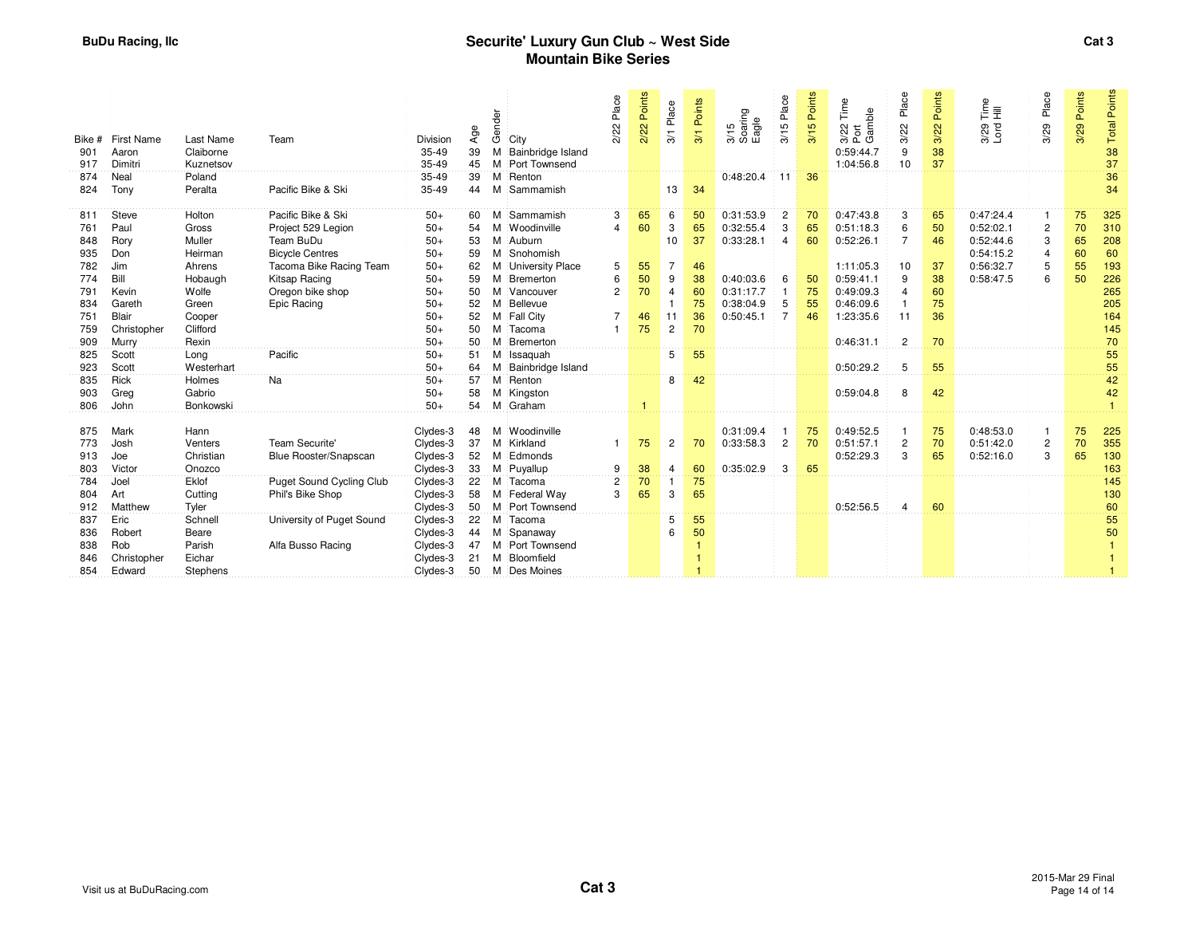# Securite' Luxury Gun Club ~ West Side Mountain Bike Series

BuDu Racing, llc

Cat 3

| Bike # | First Name | Last Name | Team | Division | Age | Gender | City | 2/22 Place | 2/22 Points | 3/1 Place | 3/1 Points | 3/15 Soaring Eagle | 3/15 Place | 3/15 Points | 3/22 Time Port Gamble | 3/22 Place | 3/22 Points | 3/29 Time Lord Hill | 3/29 Place | 3/29 Points | Total Points |
|---|---|---|---|---|---|---|---|---|---|---|---|---|---|---|---|---|---|---|---|---|---|
| 901 | Aaron | Claiborne | | 35-49 | 39 | M | Bainbridge Island | | | | | | | | 0:59:44.7 | 9 | 38 | | | | 38 |
| 917 | Dimitri | Kuznetsov | | 35-49 | 45 | M | Port Townsend | | | | | | | | 1:04:56.8 | 10 | 37 | | | | 37 |
| 874 | Neal | Poland | | 35-49 | 39 | M | Renton | | | | | 0:48:20.4 | 11 | 36 | | | | | | | 36 |
| 824 | Tony | Peralta | Pacific Bike & Ski | 35-49 | 44 | M | Sammamish | | | 13 | 34 | | | | | | | | | | 34 |
| 811 | Steve | Holton | Pacific Bike & Ski | 50+ | 60 | M | Sammamish | 3 | 65 | 6 | 50 | 0:31:53.9 | 2 | 70 | 0:47:43.8 | 3 | 65 | 0:47:24.4 | 1 | 75 | 325 |
| 761 | Paul | Gross | Project 529 Legion | 50+ | 54 | M | Woodinville | 4 | 60 | 3 | 65 | 0:32:55.4 | 3 | 65 | 0:51:18.3 | 6 | 50 | 0:52:02.1 | 2 | 70 | 310 |
| 848 | Rory | Muller | Team BuDu | 50+ | 53 | M | Auburn | | | 10 | 37 | 0:33:28.1 | 4 | 60 | 0:52:26.1 | 7 | 46 | 0:52:44.6 | 3 | 65 | 208 |
| 935 | Don | Heirman | Bicycle Centres | 50+ | 59 | M | Snohomish | | | | | | | | | | | 0:54:15.2 | 4 | 60 | 60 |
| 782 | Jim | Ahrens | Tacoma Bike Racing Team | 50+ | 62 | M | University Place | 5 | 55 | 7 | 46 | | | | 1:11:05.3 | 10 | 37 | 0:56:32.7 | 5 | 55 | 193 |
| 774 | Bill | Hobaugh | Kitsap Racing | 50+ | 59 | M | Bremerton | 6 | 50 | 9 | 38 | 0:40:03.6 | 6 | 50 | 0:59:41.1 | 9 | 38 | 0:58:47.5 | 6 | 50 | 226 |
| 791 | Kevin | Wolfe | Oregon bike shop | 50+ | 50 | M | Vancouver | 2 | 70 | 4 | 60 | 0:31:17.7 | 1 | 75 | 0:49:09.3 | 4 | 60 | | | | 265 |
| 834 | Gareth | Green | Epic Racing | 50+ | 52 | M | Bellevue | | | 1 | 75 | 0:38:04.9 | 5 | 55 | 0:46:09.6 | 1 | 75 | | | | 205 |
| 751 | Blair | Cooper | | 50+ | 52 | M | Fall City | 7 | 46 | 11 | 36 | 0:50:45.1 | 7 | 46 | 1:23:35.6 | 11 | 36 | | | | 164 |
| 759 | Christopher | Clifford | | 50+ | 50 | M | Tacoma | 1 | 75 | 2 | 70 | | | | | | | | | | 145 |
| 909 | Murry | Rexin | | 50+ | 50 | M | Bremerton | | | | | | | | 0:46:31.1 | 2 | 70 | | | | 70 |
| 825 | Scott | Long | Pacific | 50+ | 51 | M | Issaquah | | | 5 | 55 | | | | | | | | | | 55 |
| 923 | Scott | Westerhart | | 50+ | 64 | M | Bainbridge Island | | | | | | | | 0:50:29.2 | 5 | 55 | | | | 55 |
| 835 | Rick | Holmes | Na | 50+ | 57 | M | Renton | | | 8 | 42 | | | | | | | | | | 42 |
| 903 | Greg | Gabrio | | 50+ | 58 | M | Kingston | | | | | | | | 0:59:04.8 | 8 | 42 | | | | 42 |
| 806 | John | Bonkowski | | 50+ | 54 | M | Graham | | 1 | | | | | | | | | | | | 1 |
| 875 | Mark | Hann | | Clydes-3 | 48 | M | Woodinville | | | | | 0:31:09.4 | 1 | 75 | 0:49:52.5 | 1 | 75 | 0:48:53.0 | 1 | 75 | 225 |
| 773 | Josh | Venters | Team Securite' | Clydes-3 | 37 | M | Kirkland | 1 | 75 | 2 | 70 | 0:33:58.3 | 2 | 70 | 0:51:57.1 | 2 | 70 | 0:51:42.0 | 2 | 70 | 355 |
| 913 | Joe | Christian | Blue Rooster/Snapscan | Clydes-3 | 52 | M | Edmonds | | | | | | | | 0:52:29.3 | 3 | 65 | 0:52:16.0 | 3 | 65 | 130 |
| 803 | Victor | Onozco | | Clydes-3 | 33 | M | Puyallup | 9 | 38 | 4 | 60 | 0:35:02.9 | 3 | 65 | | | | | | | 163 |
| 784 | Joel | Eklof | Puget Sound Cycling Club | Clydes-3 | 22 | M | Tacoma | 2 | 70 | 1 | 75 | | | | | | | | | | 145 |
| 804 | Art | Cutting | Phil's Bike Shop | Clydes-3 | 58 | M | Federal Way | 3 | 65 | 3 | 65 | | | | | | | | | | 130 |
| 912 | Matthew | Tyler | | Clydes-3 | 50 | M | Port Townsend | | | | | | | | 0:52:56.5 | 4 | 60 | | | | 60 |
| 837 | Eric | Schnell | University of Puget Sound | Clydes-3 | 22 | M | Tacoma | | | 5 | 55 | | | | | | | | | | 55 |
| 836 | Robert | Beare | | Clydes-3 | 44 | M | Spanaway | | | 6 | 50 | | | | | | | | | | 50 |
| 838 | Rob | Parish | Alfa Busso Racing | Clydes-3 | 47 | M | Port Townsend | | | | 1 | | | | | | | | | | 1 |
| 846 | Christopher | Eichar | | Clydes-3 | 21 | M | Bloomfield | | | | 1 | | | | | | | | | | 1 |
| 854 | Edward | Stephens | | Clydes-3 | 50 | M | Des Moines | | | | 1 | | | | | | | | | | 1 |

Visit us at BuDuRacing.com

Cat 3

2015-Mar 29 Final